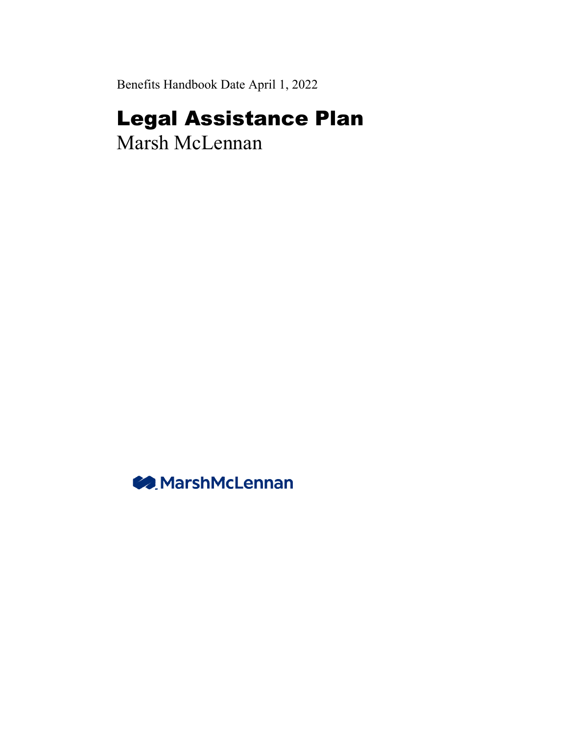Benefits Handbook Date April 1, 2022

# Legal Assistance Plan

Marsh McLennan

MarshMcLennan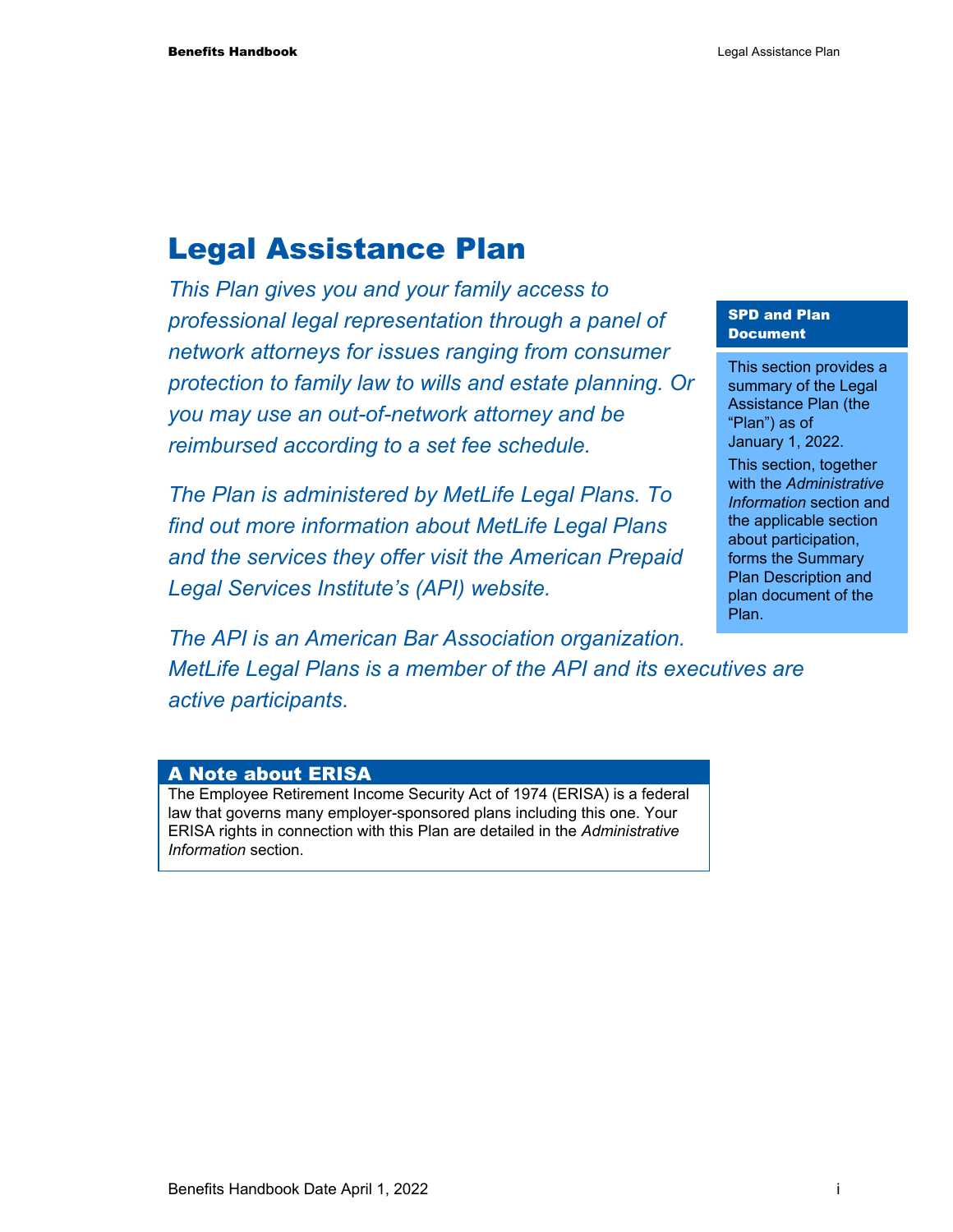# Legal Assistance Plan

*This Plan gives you and your family access to professional legal representation through a panel of network attorneys for issues ranging from consumer protection to family law to wills and estate planning. Or you may use an out-of-network attorney and be reimbursed according to a set fee schedule.*

*The Plan is administered by MetLife Legal Plans. To find out more information about MetLife Legal Plans and the services they offer visit the American Prepaid Legal Services Institute's (API) website.*

*The API is an American Bar Association organization. MetLife Legal Plans is a member of the API and its executives are active participants.*

**SPD and Plan Document**

This section provides a summary of the Legal Assistance Plan (the "Plan") as of January 1, 2022.

This section, together with the *Administrative Information* section and the applicable section about participation, forms the Summary Plan Description and plan document of the Plan.

## A Note about ERISA

The Employee Retirement Income Security Act of 1974 (ERISA) is a federal law that governs many employer-sponsored plans including this one. Your ERISA rights in connection with this Plan are detailed in the *Administrative Information* section.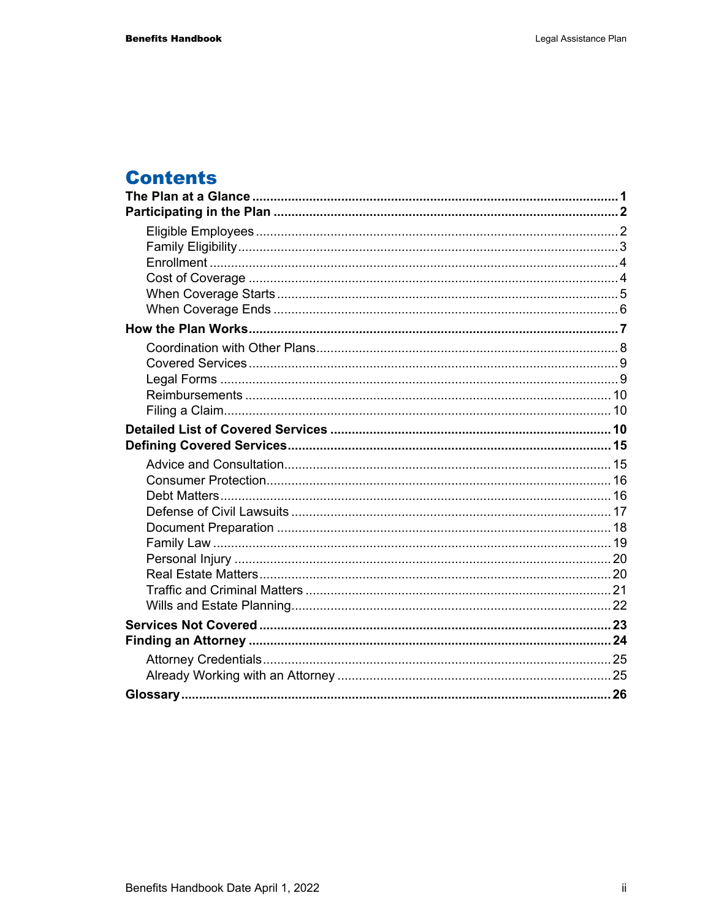# Contents

**The Plan at a Glance** ........................................................................................ **1**

**Participating in the Plan** ........................................................................................ **2**

- Eligible Employees ........................................................................................ 2
- Family Eligibility ........................................................................................ 3
- Enrollment ........................................................................................ 4
- Cost of Coverage ........................................................................................ 4
- When Coverage Starts ........................................................................................ 5
- When Coverage Ends ........................................................................................ 6

**How the Plan Works** ........................................................................................ **7**

- Coordination with Other Plans ........................................................................................ 8
- Covered Services ........................................................................................ 9
- Legal Forms ........................................................................................ 9
- Reimbursements ........................................................................................ 10
- Filing a Claim ........................................................................................ 10

**Detailed List of Covered Services** ........................................................................................ **10**

**Defining Covered Services** ........................................................................................ **15**

- Advice and Consultation ........................................................................................ 15
- Consumer Protection ........................................................................................ 16
- Debt Matters ........................................................................................ 16
- Defense of Civil Lawsuits ........................................................................................ 17
- Document Preparation ........................................................................................ 18
- Family Law ........................................................................................ 19
- Personal Injury ........................................................................................ 20
- Real Estate Matters ........................................................................................ 20
- Traffic and Criminal Matters ........................................................................................ 21
- Wills and Estate Planning ........................................................................................ 22

**Services Not Covered** ........................................................................................ **23**

**Finding an Attorney** ........................................................................................ **24**

- Attorney Credentials ........................................................................................ 25
- Already Working with an Attorney ........................................................................................ 25

**Glossary** ........................................................................................ **26**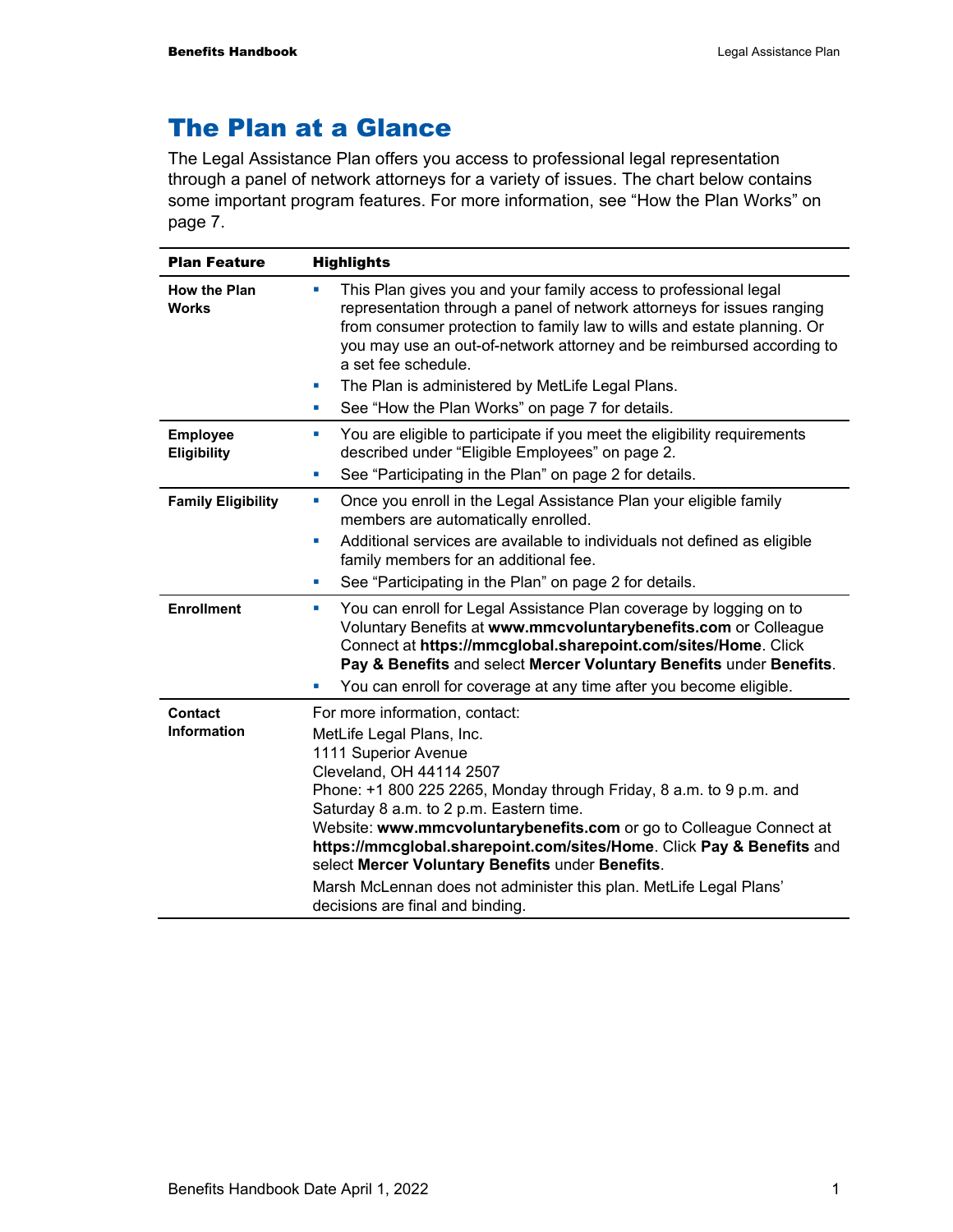# The Plan at a Glance

The Legal Assistance Plan offers you access to professional legal representation through a panel of network attorneys for a variety of issues. The chart below contains some important program features. For more information, see "How the Plan Works" on page 7.

| Plan Feature | Highlights |
|---|---|
| **How the Plan Works** | ▪ This Plan gives you and your family access to professional legal representation through a panel of network attorneys for issues ranging from consumer protection to family law to wills and estate planning. Or you may use an out-of-network attorney and be reimbursed according to a set fee schedule.<br>▪ The Plan is administered by MetLife Legal Plans.<br>▪ See "How the Plan Works" on page 7 for details. |
| **Employee Eligibility** | ▪ You are eligible to participate if you meet the eligibility requirements described under "Eligible Employees" on page 2.<br>▪ See "Participating in the Plan" on page 2 for details. |
| **Family Eligibility** | ▪ Once you enroll in the Legal Assistance Plan your eligible family members are automatically enrolled.<br>▪ Additional services are available to individuals not defined as eligible family members for an additional fee.<br>▪ See "Participating in the Plan" on page 2 for details. |
| **Enrollment** | ▪ You can enroll for Legal Assistance Plan coverage by logging on to Voluntary Benefits at **www.mmcvoluntarybenefits.com** or Colleague Connect at **https://mmcglobal.sharepoint.com/sites/Home**. Click **Pay & Benefits** and select **Mercer Voluntary Benefits** under **Benefits**.<br>▪ You can enroll for coverage at any time after you become eligible. |
| **Contact Information** | For more information, contact:<br>MetLife Legal Plans, Inc.<br>1111 Superior Avenue<br>Cleveland, OH 44114 2507<br>Phone: +1 800 225 2265, Monday through Friday, 8 a.m. to 9 p.m. and Saturday 8 a.m. to 2 p.m. Eastern time.<br>Website: **www.mmcvoluntarybenefits.com** or go to Colleague Connect at **https://mmcglobal.sharepoint.com/sites/Home**. Click **Pay & Benefits** and select **Mercer Voluntary Benefits** under **Benefits**.<br>Marsh McLennan does not administer this plan. MetLife Legal Plans' decisions are final and binding. |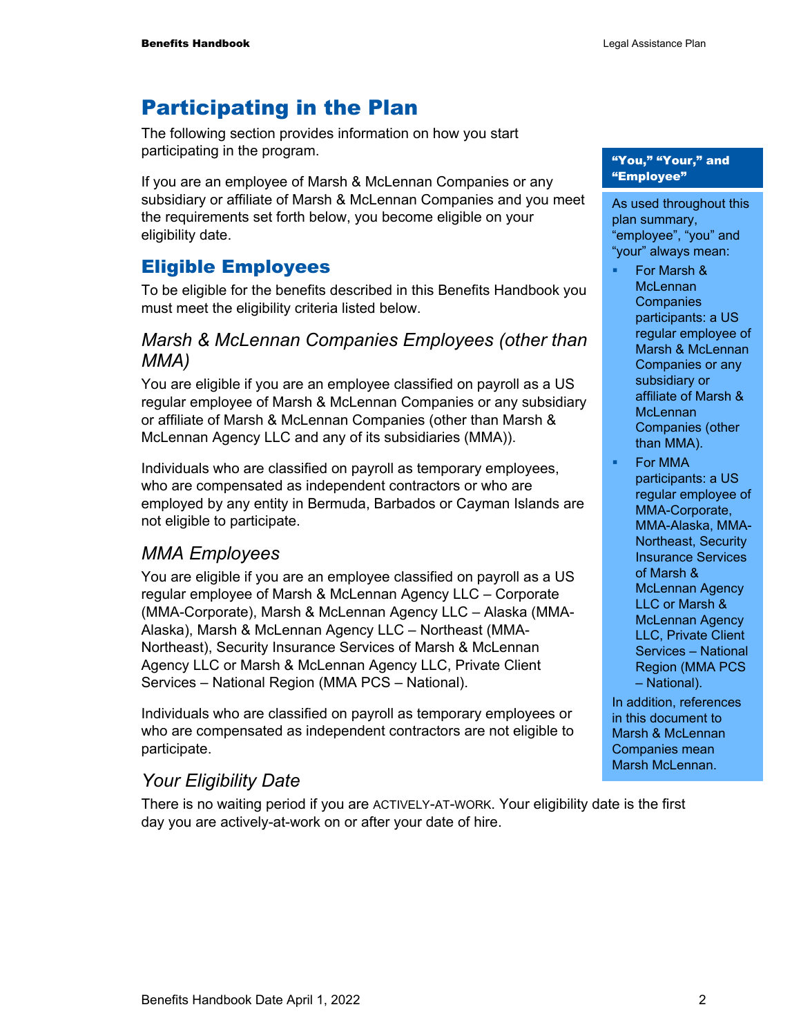# Participating in the Plan

The following section provides information on how you start participating in the program.

If you are an employee of Marsh & McLennan Companies or any subsidiary or affiliate of Marsh & McLennan Companies and you meet the requirements set forth below, you become eligible on your eligibility date.

**"You," "Your," and "Employee"**

As used throughout this plan summary, "employee", "you" and "your" always mean:

- For Marsh & McLennan Companies participants: a US regular employee of Marsh & McLennan Companies or any subsidiary or affiliate of Marsh & McLennan Companies (other than MMA).
- For MMA participants: a US regular employee of MMA-Corporate, MMA-Alaska, MMA-Northeast, Security Insurance Services of Marsh & McLennan Agency LLC or Marsh & McLennan Agency LLC, Private Client Services – National Region (MMA PCS – National).

In addition, references in this document to Marsh & McLennan Companies mean Marsh McLennan.

## Eligible Employees

To be eligible for the benefits described in this Benefits Handbook you must meet the eligibility criteria listed below.

### *Marsh & McLennan Companies Employees (other than MMA)*

You are eligible if you are an employee classified on payroll as a US regular employee of Marsh & McLennan Companies or any subsidiary or affiliate of Marsh & McLennan Companies (other than Marsh & McLennan Agency LLC and any of its subsidiaries (MMA)).

Individuals who are classified on payroll as temporary employees, who are compensated as independent contractors or who are employed by any entity in Bermuda, Barbados or Cayman Islands are not eligible to participate.

### *MMA Employees*

You are eligible if you are an employee classified on payroll as a US regular employee of Marsh & McLennan Agency LLC – Corporate (MMA-Corporate), Marsh & McLennan Agency LLC – Alaska (MMA-Alaska), Marsh & McLennan Agency LLC – Northeast (MMA-Northeast), Security Insurance Services of Marsh & McLennan Agency LLC or Marsh & McLennan Agency LLC, Private Client Services – National Region (MMA PCS – National).

Individuals who are classified on payroll as temporary employees or who are compensated as independent contractors are not eligible to participate.

### *Your Eligibility Date*

There is no waiting period if you are ACTIVELY-AT-WORK. Your eligibility date is the first day you are actively-at-work on or after your date of hire.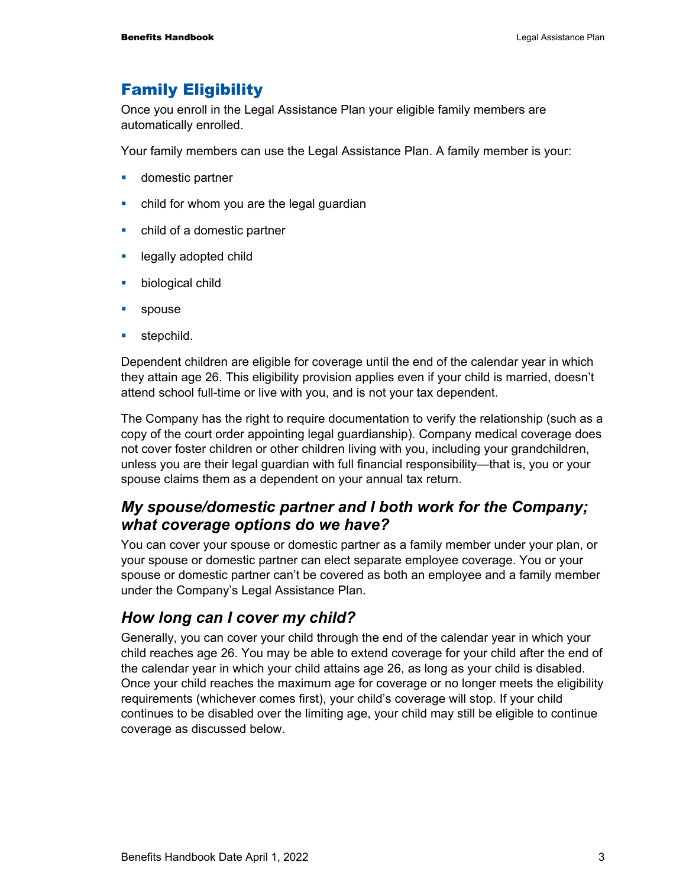## Family Eligibility

Once you enroll in the Legal Assistance Plan your eligible family members are automatically enrolled.

Your family members can use the Legal Assistance Plan. A family member is your:

- domestic partner
- child for whom you are the legal guardian
- child of a domestic partner
- legally adopted child
- biological child
- spouse
- stepchild.

Dependent children are eligible for coverage until the end of the calendar year in which they attain age 26. This eligibility provision applies even if your child is married, doesn't attend school full-time or live with you, and is not your tax dependent.

The Company has the right to require documentation to verify the relationship (such as a copy of the court order appointing legal guardianship). Company medical coverage does not cover foster children or other children living with you, including your grandchildren, unless you are their legal guardian with full financial responsibility—that is, you or your spouse claims them as a dependent on your annual tax return.

### *My spouse/domestic partner and I both work for the Company; what coverage options do we have?*

You can cover your spouse or domestic partner as a family member under your plan, or your spouse or domestic partner can elect separate employee coverage. You or your spouse or domestic partner can't be covered as both an employee and a family member under the Company's Legal Assistance Plan.

### *How long can I cover my child?*

Generally, you can cover your child through the end of the calendar year in which your child reaches age 26. You may be able to extend coverage for your child after the end of the calendar year in which your child attains age 26, as long as your child is disabled. Once your child reaches the maximum age for coverage or no longer meets the eligibility requirements (whichever comes first), your child's coverage will stop. If your child continues to be disabled over the limiting age, your child may still be eligible to continue coverage as discussed below.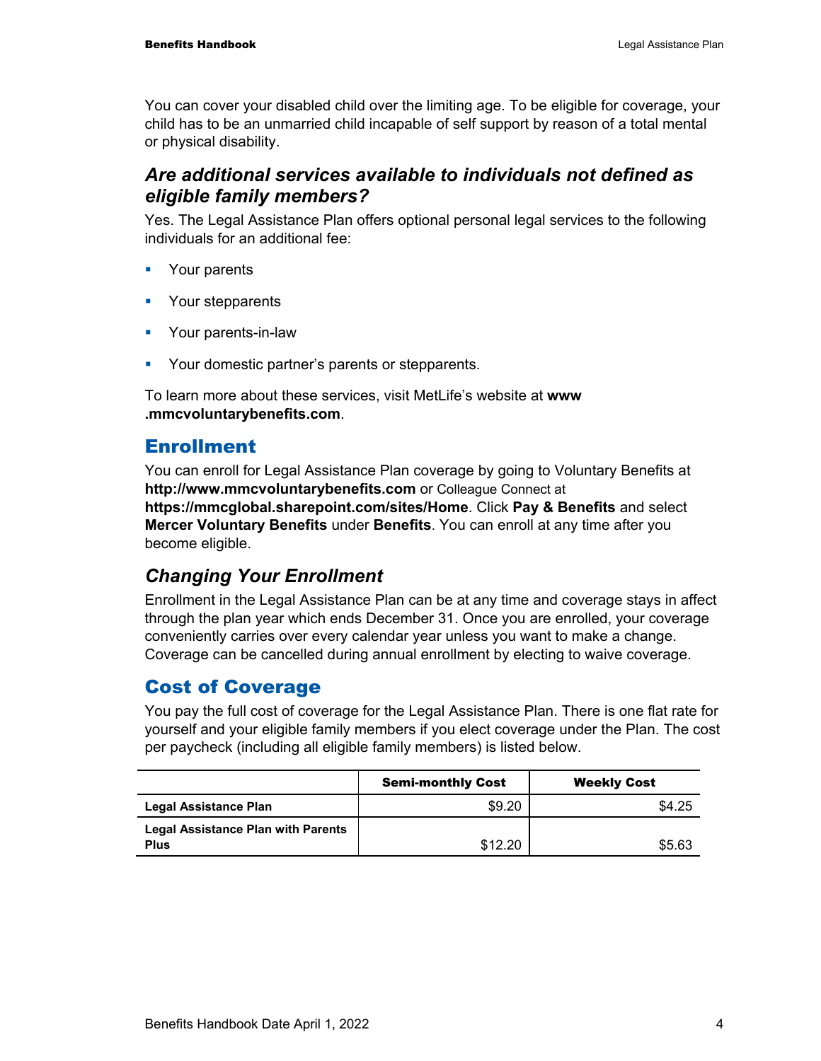You can cover your disabled child over the limiting age. To be eligible for coverage, your child has to be an unmarried child incapable of self support by reason of a total mental or physical disability.

### *Are additional services available to individuals not defined as eligible family members?*

Yes. The Legal Assistance Plan offers optional personal legal services to the following individuals for an additional fee:

- Your parents
- Your stepparents
- Your parents-in-law
- Your domestic partner's parents or stepparents.

To learn more about these services, visit MetLife's website at **www.mmcvoluntarybenefits.com**.

## Enrollment

You can enroll for Legal Assistance Plan coverage by going to Voluntary Benefits at **http://www.mmcvoluntarybenefits.com** or Colleague Connect at **https://mmcglobal.sharepoint.com/sites/Home**. Click **Pay & Benefits** and select **Mercer Voluntary Benefits** under **Benefits**. You can enroll at any time after you become eligible.

### *Changing Your Enrollment*

Enrollment in the Legal Assistance Plan can be at any time and coverage stays in affect through the plan year which ends December 31. Once you are enrolled, your coverage conveniently carries over every calendar year unless you want to make a change. Coverage can be cancelled during annual enrollment by electing to waive coverage.

## Cost of Coverage

You pay the full cost of coverage for the Legal Assistance Plan. There is one flat rate for yourself and your eligible family members if you elect coverage under the Plan. The cost per paycheck (including all eligible family members) is listed below.

| | Semi-monthly Cost | Weekly Cost |
|---|---|---|
| **Legal Assistance Plan** | $9.20 | $4.25 |
| **Legal Assistance Plan with Parents Plus** | $12.20 | $5.63 |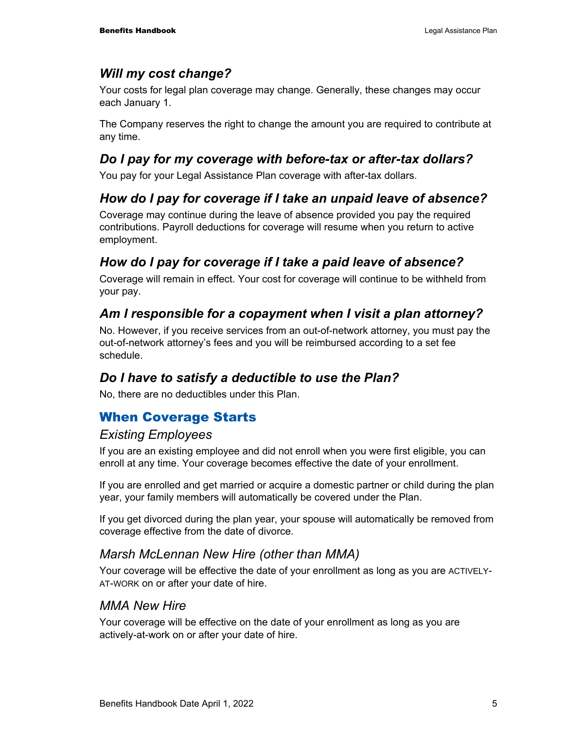### *Will my cost change?*

Your costs for legal plan coverage may change. Generally, these changes may occur each January 1.

The Company reserves the right to change the amount you are required to contribute at any time.

### *Do I pay for my coverage with before-tax or after-tax dollars?*

You pay for your Legal Assistance Plan coverage with after-tax dollars.

### *How do I pay for coverage if I take an unpaid leave of absence?*

Coverage may continue during the leave of absence provided you pay the required contributions. Payroll deductions for coverage will resume when you return to active employment.

### *How do I pay for coverage if I take a paid leave of absence?*

Coverage will remain in effect. Your cost for coverage will continue to be withheld from your pay.

### *Am I responsible for a copayment when I visit a plan attorney?*

No. However, if you receive services from an out-of-network attorney, you must pay the out-of-network attorney's fees and you will be reimbursed according to a set fee schedule.

### *Do I have to satisfy a deductible to use the Plan?*

No, there are no deductibles under this Plan.

## When Coverage Starts

#### *Existing Employees*

If you are an existing employee and did not enroll when you were first eligible, you can enroll at any time. Your coverage becomes effective the date of your enrollment.

If you are enrolled and get married or acquire a domestic partner or child during the plan year, your family members will automatically be covered under the Plan.

If you get divorced during the plan year, your spouse will automatically be removed from coverage effective from the date of divorce.

#### *Marsh McLennan New Hire (other than MMA)*

Your coverage will be effective the date of your enrollment as long as you are ACTIVELY-AT-WORK on or after your date of hire.

#### *MMA New Hire*

Your coverage will be effective on the date of your enrollment as long as you are actively-at-work on or after your date of hire.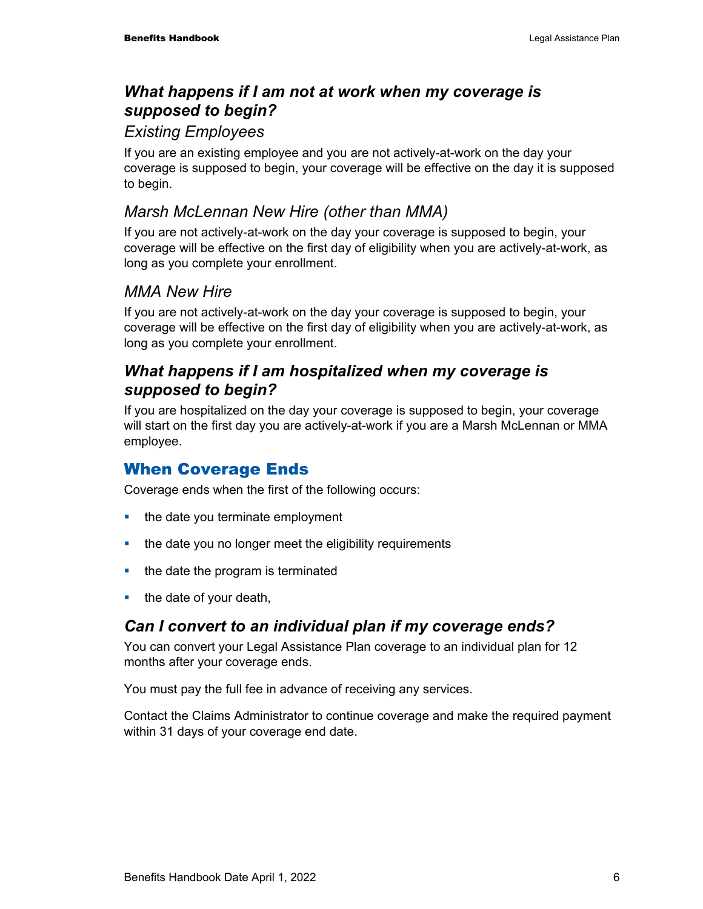### *What happens if I am not at work when my coverage is supposed to begin?*

*Existing Employees*

If you are an existing employee and you are not actively-at-work on the day your coverage is supposed to begin, your coverage will be effective on the day it is supposed to begin.

*Marsh McLennan New Hire (other than MMA)*

If you are not actively-at-work on the day your coverage is supposed to begin, your coverage will be effective on the first day of eligibility when you are actively-at-work, as long as you complete your enrollment.

*MMA New Hire*

If you are not actively-at-work on the day your coverage is supposed to begin, your coverage will be effective on the first day of eligibility when you are actively-at-work, as long as you complete your enrollment.

### *What happens if I am hospitalized when my coverage is supposed to begin?*

If you are hospitalized on the day your coverage is supposed to begin, your coverage will start on the first day you are actively-at-work if you are a Marsh McLennan or MMA employee.

## When Coverage Ends

Coverage ends when the first of the following occurs:

- the date you terminate employment
- the date you no longer meet the eligibility requirements
- the date the program is terminated
- the date of your death,

### *Can I convert to an individual plan if my coverage ends?*

You can convert your Legal Assistance Plan coverage to an individual plan for 12 months after your coverage ends.

You must pay the full fee in advance of receiving any services.

Contact the Claims Administrator to continue coverage and make the required payment within 31 days of your coverage end date.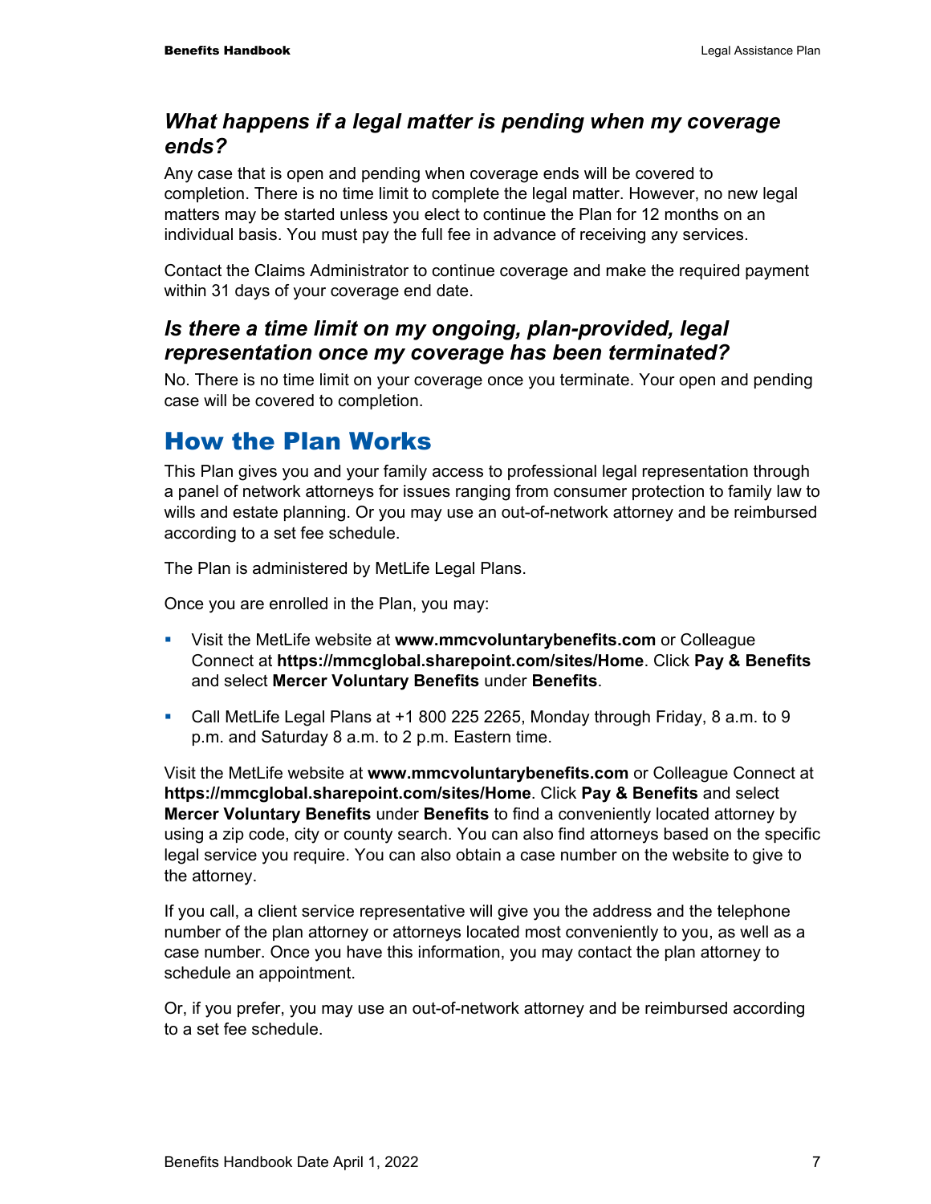### *What happens if a legal matter is pending when my coverage ends?*

Any case that is open and pending when coverage ends will be covered to completion. There is no time limit to complete the legal matter. However, no new legal matters may be started unless you elect to continue the Plan for 12 months on an individual basis. You must pay the full fee in advance of receiving any services.

Contact the Claims Administrator to continue coverage and make the required payment within 31 days of your coverage end date.

### *Is there a time limit on my ongoing, plan-provided, legal representation once my coverage has been terminated?*

No. There is no time limit on your coverage once you terminate. Your open and pending case will be covered to completion.

## How the Plan Works

This Plan gives you and your family access to professional legal representation through a panel of network attorneys for issues ranging from consumer protection to family law to wills and estate planning. Or you may use an out-of-network attorney and be reimbursed according to a set fee schedule.

The Plan is administered by MetLife Legal Plans.

Once you are enrolled in the Plan, you may:

- Visit the MetLife website at **www.mmcvoluntarybenefits.com** or Colleague Connect at **https://mmcglobal.sharepoint.com/sites/Home**. Click **Pay & Benefits** and select **Mercer Voluntary Benefits** under **Benefits**.
- Call MetLife Legal Plans at +1 800 225 2265, Monday through Friday, 8 a.m. to 9 p.m. and Saturday 8 a.m. to 2 p.m. Eastern time.

Visit the MetLife website at **www.mmcvoluntarybenefits.com** or Colleague Connect at **https://mmcglobal.sharepoint.com/sites/Home**. Click **Pay & Benefits** and select **Mercer Voluntary Benefits** under **Benefits** to find a conveniently located attorney by using a zip code, city or county search. You can also find attorneys based on the specific legal service you require. You can also obtain a case number on the website to give to the attorney.

If you call, a client service representative will give you the address and the telephone number of the plan attorney or attorneys located most conveniently to you, as well as a case number. Once you have this information, you may contact the plan attorney to schedule an appointment.

Or, if you prefer, you may use an out-of-network attorney and be reimbursed according to a set fee schedule.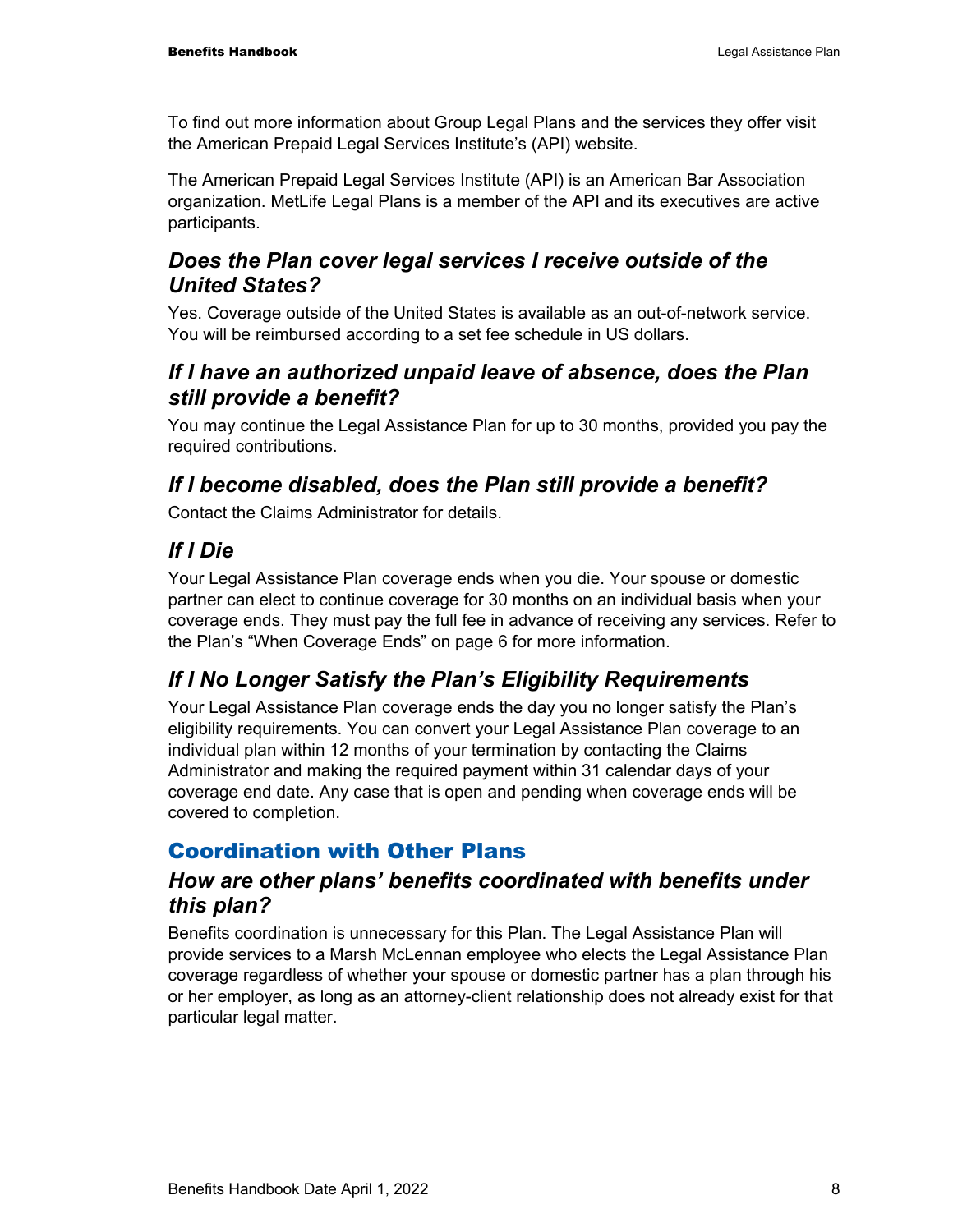To find out more information about Group Legal Plans and the services they offer visit the American Prepaid Legal Services Institute's (API) website.

The American Prepaid Legal Services Institute (API) is an American Bar Association organization. MetLife Legal Plans is a member of the API and its executives are active participants.

### *Does the Plan cover legal services I receive outside of the United States?*

Yes. Coverage outside of the United States is available as an out-of-network service. You will be reimbursed according to a set fee schedule in US dollars.

### *If I have an authorized unpaid leave of absence, does the Plan still provide a benefit?*

You may continue the Legal Assistance Plan for up to 30 months, provided you pay the required contributions.

### *If I become disabled, does the Plan still provide a benefit?*

Contact the Claims Administrator for details.

### *If I Die*

Your Legal Assistance Plan coverage ends when you die. Your spouse or domestic partner can elect to continue coverage for 30 months on an individual basis when your coverage ends. They must pay the full fee in advance of receiving any services. Refer to the Plan's "When Coverage Ends" on page 6 for more information.

### *If I No Longer Satisfy the Plan's Eligibility Requirements*

Your Legal Assistance Plan coverage ends the day you no longer satisfy the Plan's eligibility requirements. You can convert your Legal Assistance Plan coverage to an individual plan within 12 months of your termination by contacting the Claims Administrator and making the required payment within 31 calendar days of your coverage end date. Any case that is open and pending when coverage ends will be covered to completion.

## Coordination with Other Plans

### *How are other plans' benefits coordinated with benefits under this plan?*

Benefits coordination is unnecessary for this Plan. The Legal Assistance Plan will provide services to a Marsh McLennan employee who elects the Legal Assistance Plan coverage regardless of whether your spouse or domestic partner has a plan through his or her employer, as long as an attorney-client relationship does not already exist for that particular legal matter.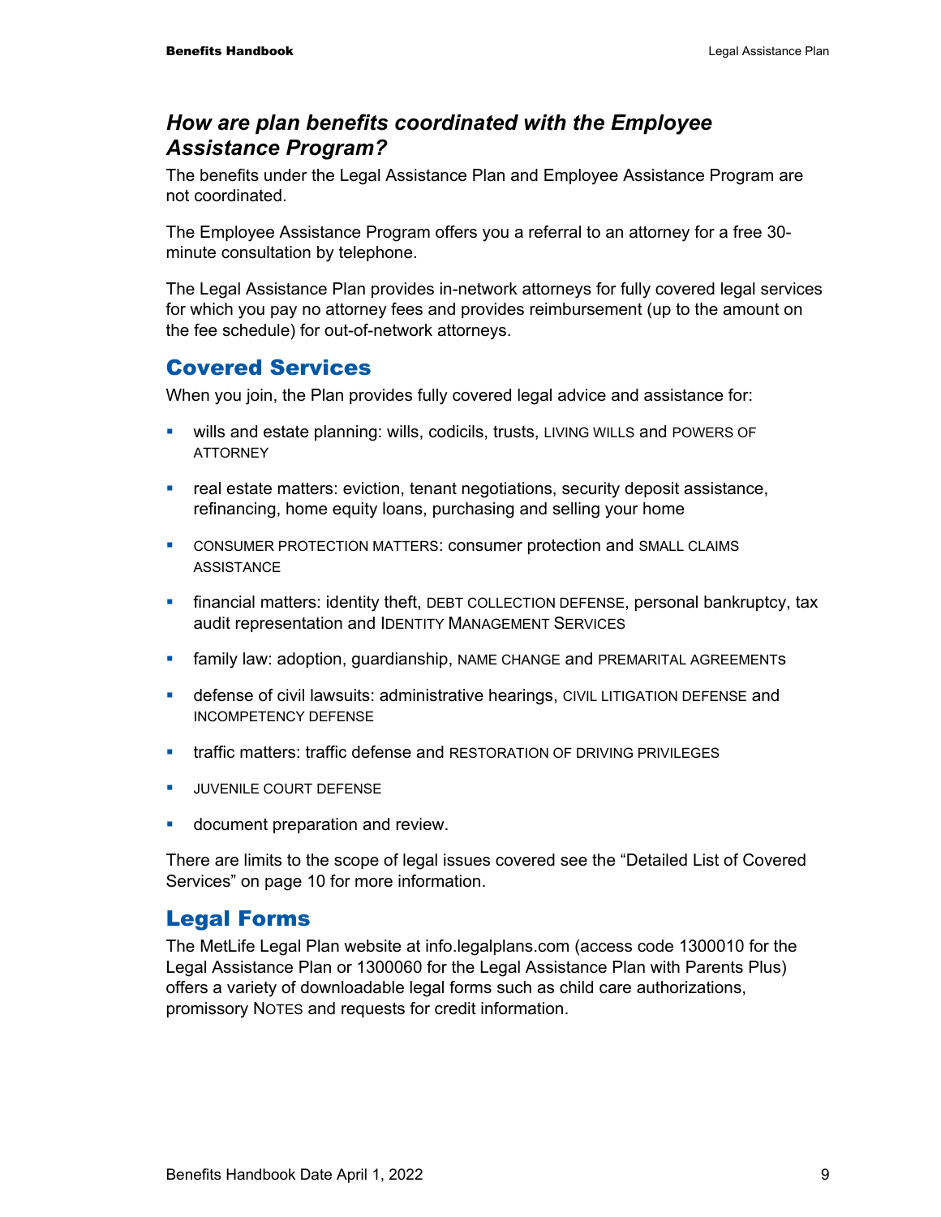### *How are plan benefits coordinated with the Employee Assistance Program?*

The benefits under the Legal Assistance Plan and Employee Assistance Program are not coordinated.

The Employee Assistance Program offers you a referral to an attorney for a free 30-minute consultation by telephone.

The Legal Assistance Plan provides in-network attorneys for fully covered legal services for which you pay no attorney fees and provides reimbursement (up to the amount on the fee schedule) for out-of-network attorneys.

## Covered Services

When you join, the Plan provides fully covered legal advice and assistance for:

- wills and estate planning: wills, codicils, trusts, LIVING WILLS and POWERS OF ATTORNEY
- real estate matters: eviction, tenant negotiations, security deposit assistance, refinancing, home equity loans, purchasing and selling your home
- CONSUMER PROTECTION MATTERS: consumer protection and SMALL CLAIMS ASSISTANCE
- financial matters: identity theft, DEBT COLLECTION DEFENSE, personal bankruptcy, tax audit representation and IDENTITY MANAGEMENT SERVICES
- family law: adoption, guardianship, NAME CHANGE and PREMARITAL AGREEMENTS
- defense of civil lawsuits: administrative hearings, CIVIL LITIGATION DEFENSE and INCOMPETENCY DEFENSE
- traffic matters: traffic defense and RESTORATION OF DRIVING PRIVILEGES
- JUVENILE COURT DEFENSE
- document preparation and review.

There are limits to the scope of legal issues covered see the "Detailed List of Covered Services" on page 10 for more information.

## Legal Forms

The MetLife Legal Plan website at info.legalplans.com (access code 1300010 for the Legal Assistance Plan or 1300060 for the Legal Assistance Plan with Parents Plus) offers a variety of downloadable legal forms such as child care authorizations, promissory NOTES and requests for credit information.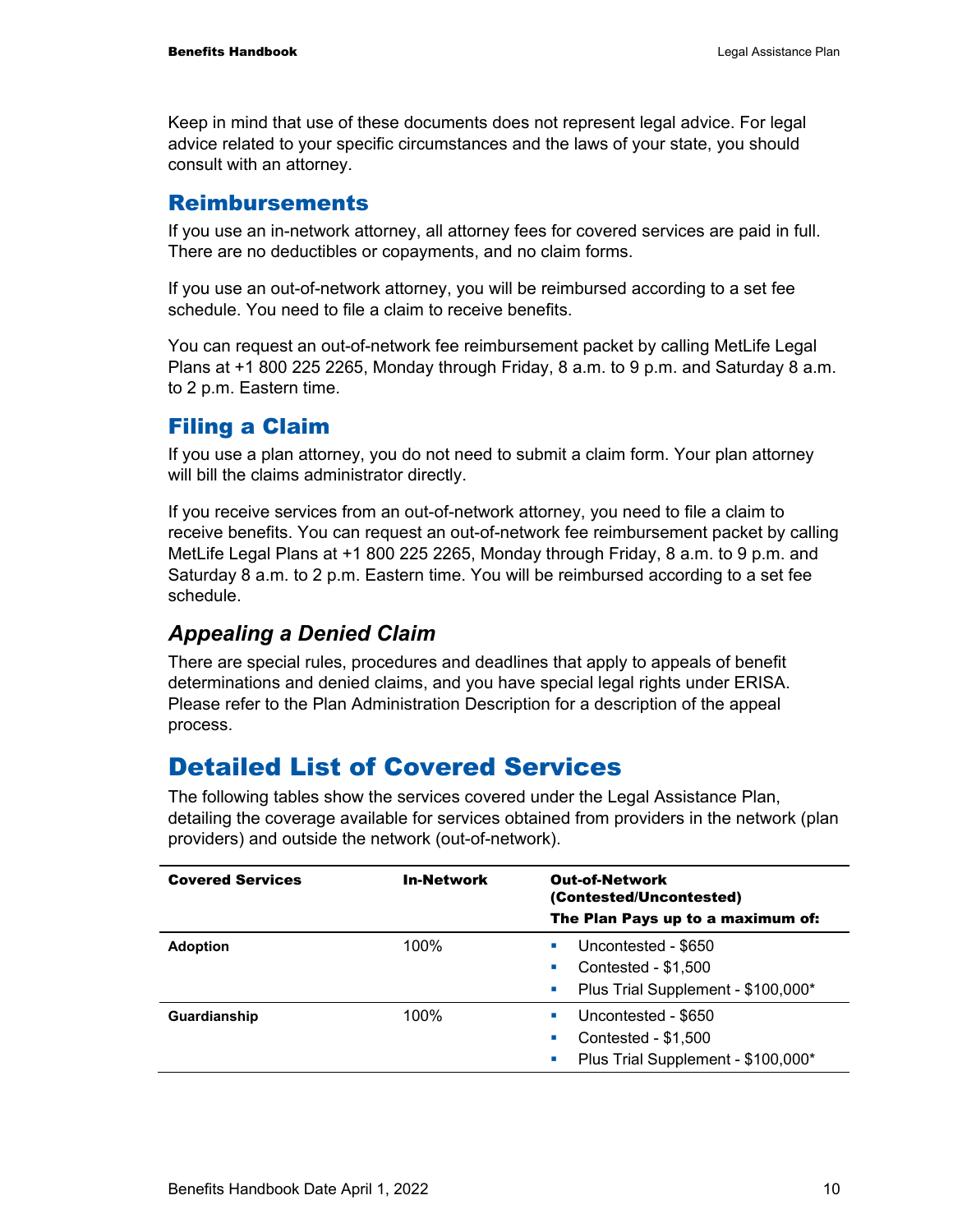Keep in mind that use of these documents does not represent legal advice. For legal advice related to your specific circumstances and the laws of your state, you should consult with an attorney.

## Reimbursements

If you use an in-network attorney, all attorney fees for covered services are paid in full. There are no deductibles or copayments, and no claim forms.

If you use an out-of-network attorney, you will be reimbursed according to a set fee schedule. You need to file a claim to receive benefits.

You can request an out-of-network fee reimbursement packet by calling MetLife Legal Plans at +1 800 225 2265, Monday through Friday, 8 a.m. to 9 p.m. and Saturday 8 a.m. to 2 p.m. Eastern time.

## Filing a Claim

If you use a plan attorney, you do not need to submit a claim form. Your plan attorney will bill the claims administrator directly.

If you receive services from an out-of-network attorney, you need to file a claim to receive benefits. You can request an out-of-network fee reimbursement packet by calling MetLife Legal Plans at +1 800 225 2265, Monday through Friday, 8 a.m. to 9 p.m. and Saturday 8 a.m. to 2 p.m. Eastern time. You will be reimbursed according to a set fee schedule.

### *Appealing a Denied Claim*

There are special rules, procedures and deadlines that apply to appeals of benefit determinations and denied claims, and you have special legal rights under ERISA. Please refer to the Plan Administration Description for a description of the appeal process.

# Detailed List of Covered Services

The following tables show the services covered under the Legal Assistance Plan, detailing the coverage available for services obtained from providers in the network (plan providers) and outside the network (out-of-network).

| Covered Services | In-Network | Out-of-Network (Contested/Uncontested) The Plan Pays up to a maximum of: |
|---|---|---|
| **Adoption** | 100% | ▪ Uncontested - $650<br>▪ Contested - $1,500<br>▪ Plus Trial Supplement - $100,000* |
| **Guardianship** | 100% | ▪ Uncontested - $650<br>▪ Contested - $1,500<br>▪ Plus Trial Supplement - $100,000* |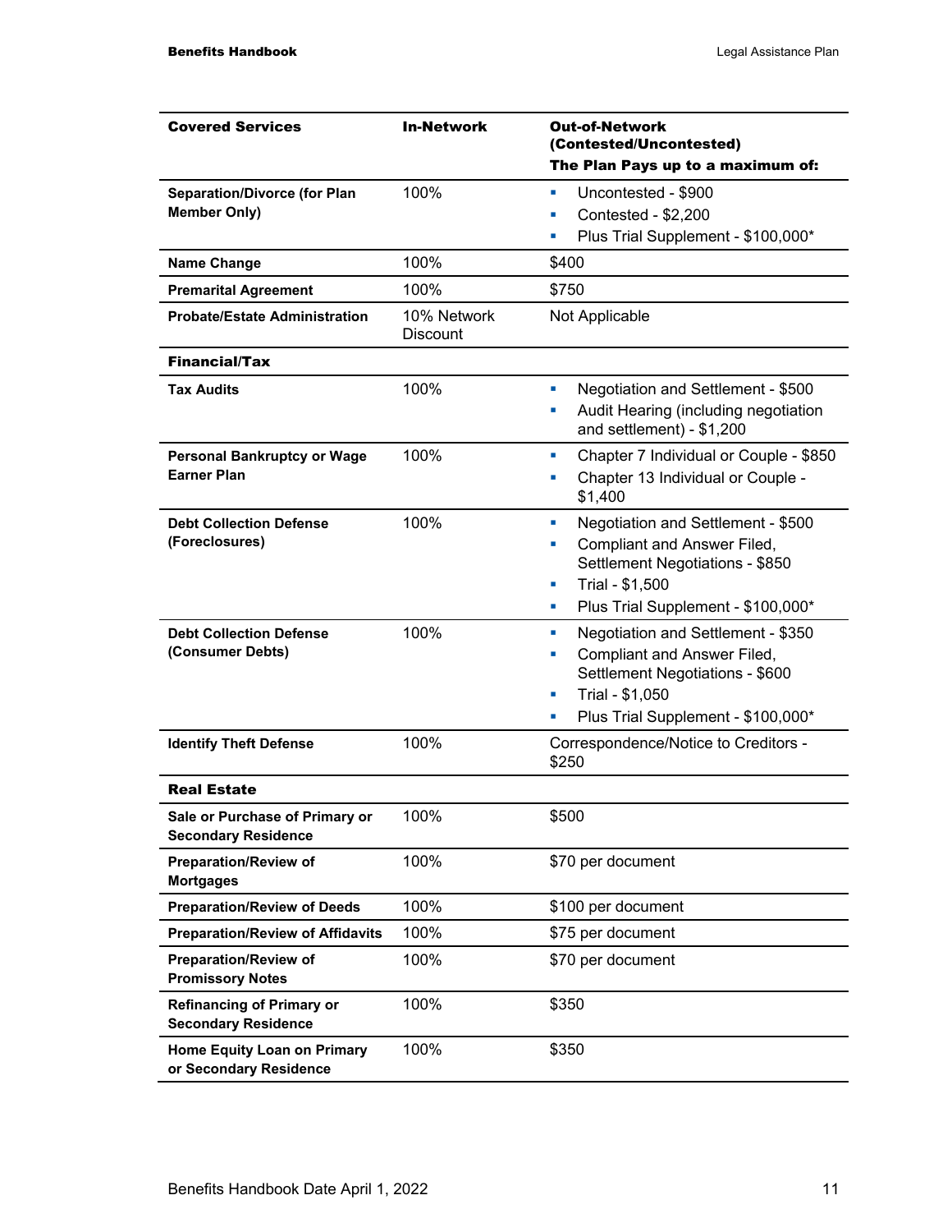| Covered Services | In-Network | Out-of-Network (Contested/Uncontested) The Plan Pays up to a maximum of: |
|---|---|---|
| **Separation/Divorce (for Plan Member Only)** | 100% | ▪ Uncontested - $900<br>▪ Contested - $2,200<br>▪ Plus Trial Supplement - $100,000* |
| **Name Change** | 100% | $400 |
| **Premarital Agreement** | 100% | $750 |
| **Probate/Estate Administration** | 10% Network Discount | Not Applicable |
| **Financial/Tax** | | |
| **Tax Audits** | 100% | ▪ Negotiation and Settlement - $500<br>▪ Audit Hearing (including negotiation and settlement) - $1,200 |
| **Personal Bankruptcy or Wage Earner Plan** | 100% | ▪ Chapter 7 Individual or Couple - $850<br>▪ Chapter 13 Individual or Couple - $1,400 |
| **Debt Collection Defense (Foreclosures)** | 100% | ▪ Negotiation and Settlement - $500<br>▪ Compliant and Answer Filed, Settlement Negotiations - $850<br>▪ Trial - $1,500<br>▪ Plus Trial Supplement - $100,000* |
| **Debt Collection Defense (Consumer Debts)** | 100% | ▪ Negotiation and Settlement - $350<br>▪ Compliant and Answer Filed, Settlement Negotiations - $600<br>▪ Trial - $1,050<br>▪ Plus Trial Supplement - $100,000* |
| **Identify Theft Defense** | 100% | Correspondence/Notice to Creditors - $250 |
| **Real Estate** | | |
| **Sale or Purchase of Primary or Secondary Residence** | 100% | $500 |
| **Preparation/Review of Mortgages** | 100% | $70 per document |
| **Preparation/Review of Deeds** | 100% | $100 per document |
| **Preparation/Review of Affidavits** | 100% | $75 per document |
| **Preparation/Review of Promissory Notes** | 100% | $70 per document |
| **Refinancing of Primary or Secondary Residence** | 100% | $350 |
| **Home Equity Loan on Primary or Secondary Residence** | 100% | $350 |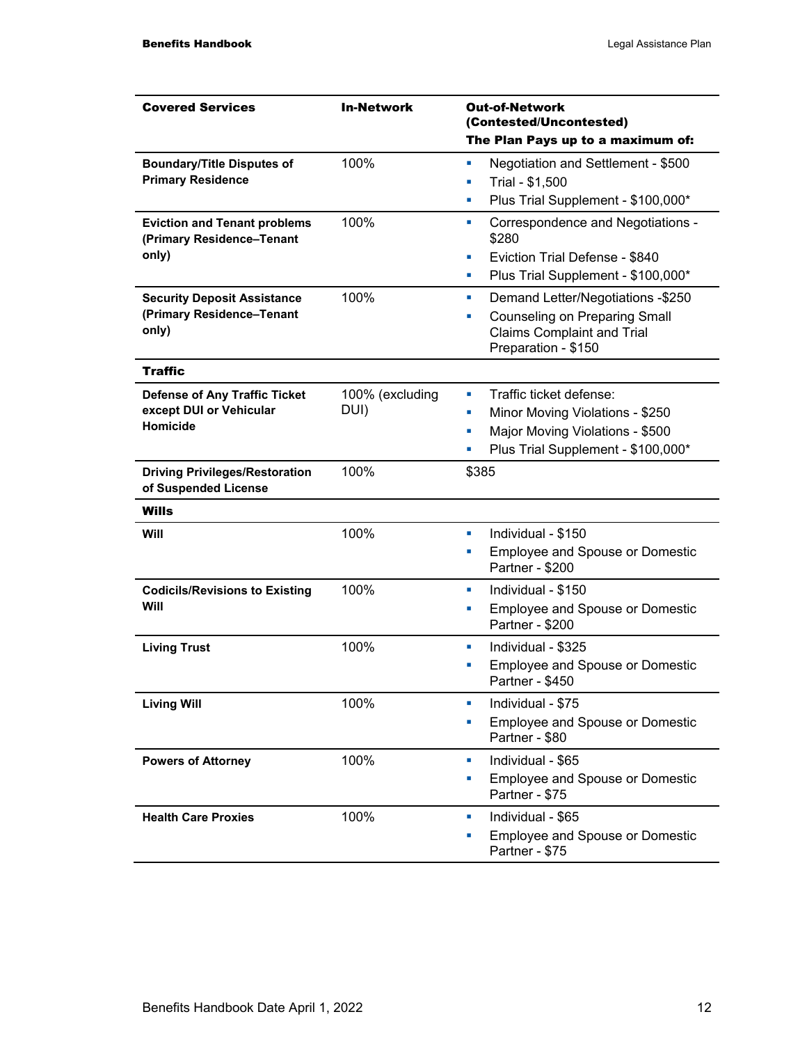| Covered Services | In-Network | Out-of-Network (Contested/Uncontested)<br>The Plan Pays up to a maximum of: |
|---|---|---|
| **Boundary/Title Disputes of Primary Residence** | 100% | ▪ Negotiation and Settlement - $500<br>▪ Trial - $1,500<br>▪ Plus Trial Supplement - $100,000* |
| **Eviction and Tenant problems (Primary Residence–Tenant only)** | 100% | ▪ Correspondence and Negotiations - $280<br>▪ Eviction Trial Defense - $840<br>▪ Plus Trial Supplement - $100,000* |
| **Security Deposit Assistance (Primary Residence–Tenant only)** | 100% | ▪ Demand Letter/Negotiations -$250<br>▪ Counseling on Preparing Small Claims Complaint and Trial Preparation - $150 |
| **Traffic** | | |
| **Defense of Any Traffic Ticket except DUI or Vehicular Homicide** | 100% (excluding DUI) | ▪ Traffic ticket defense:<br>▪ Minor Moving Violations - $250<br>▪ Major Moving Violations - $500<br>▪ Plus Trial Supplement - $100,000* |
| **Driving Privileges/Restoration of Suspended License** | 100% | $385 |
| **Wills** | | |
| **Will** | 100% | ▪ Individual - $150<br>▪ Employee and Spouse or Domestic Partner - $200 |
| **Codicils/Revisions to Existing Will** | 100% | ▪ Individual - $150<br>▪ Employee and Spouse or Domestic Partner - $200 |
| **Living Trust** | 100% | ▪ Individual - $325<br>▪ Employee and Spouse or Domestic Partner - $450 |
| **Living Will** | 100% | ▪ Individual - $75<br>▪ Employee and Spouse or Domestic Partner - $80 |
| **Powers of Attorney** | 100% | ▪ Individual - $65<br>▪ Employee and Spouse or Domestic Partner - $75 |
| **Health Care Proxies** | 100% | ▪ Individual - $65<br>▪ Employee and Spouse or Domestic Partner - $75 |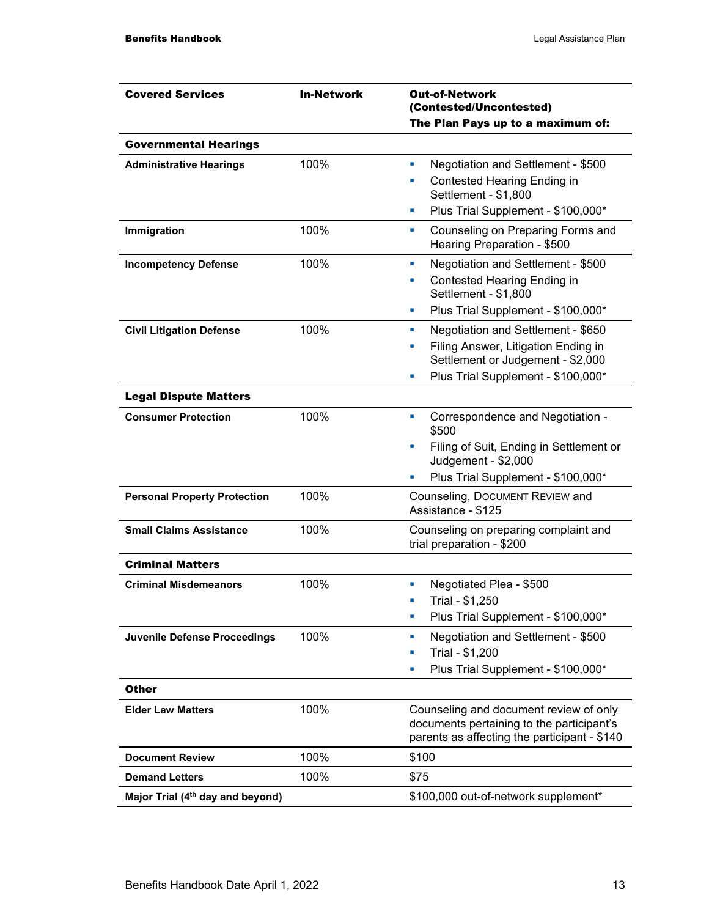| Covered Services | In-Network | Out-of-Network (Contested/Uncontested) The Plan Pays up to a maximum of: |
|---|---|---|
| **Governmental Hearings** | | |
| **Administrative Hearings** | 100% | ▪ Negotiation and Settlement - $500<br>▪ Contested Hearing Ending in Settlement - $1,800<br>▪ Plus Trial Supplement - $100,000* |
| **Immigration** | 100% | ▪ Counseling on Preparing Forms and Hearing Preparation - $500 |
| **Incompetency Defense** | 100% | ▪ Negotiation and Settlement - $500<br>▪ Contested Hearing Ending in Settlement - $1,800<br>▪ Plus Trial Supplement - $100,000* |
| **Civil Litigation Defense** | 100% | ▪ Negotiation and Settlement - $650<br>▪ Filing Answer, Litigation Ending in Settlement or Judgement - $2,000<br>▪ Plus Trial Supplement - $100,000* |
| **Legal Dispute Matters** | | |
| **Consumer Protection** | 100% | ▪ Correspondence and Negotiation - $500<br>▪ Filing of Suit, Ending in Settlement or Judgement - $2,000<br>▪ Plus Trial Supplement - $100,000* |
| **Personal Property Protection** | 100% | Counseling, Document Review and Assistance - $125 |
| **Small Claims Assistance** | 100% | Counseling on preparing complaint and trial preparation - $200 |
| **Criminal Matters** | | |
| **Criminal Misdemeanors** | 100% | ▪ Negotiated Plea - $500<br>▪ Trial - $1,250<br>▪ Plus Trial Supplement - $100,000* |
| **Juvenile Defense Proceedings** | 100% | ▪ Negotiation and Settlement - $500<br>▪ Trial - $1,200<br>▪ Plus Trial Supplement - $100,000* |
| **Other** | | |
| **Elder Law Matters** | 100% | Counseling and document review of only documents pertaining to the participant's parents as affecting the participant - $140 |
| **Document Review** | 100% | $100 |
| **Demand Letters** | 100% | $75 |
| **Major Trial (4th day and beyond)** | | $100,000 out-of-network supplement* |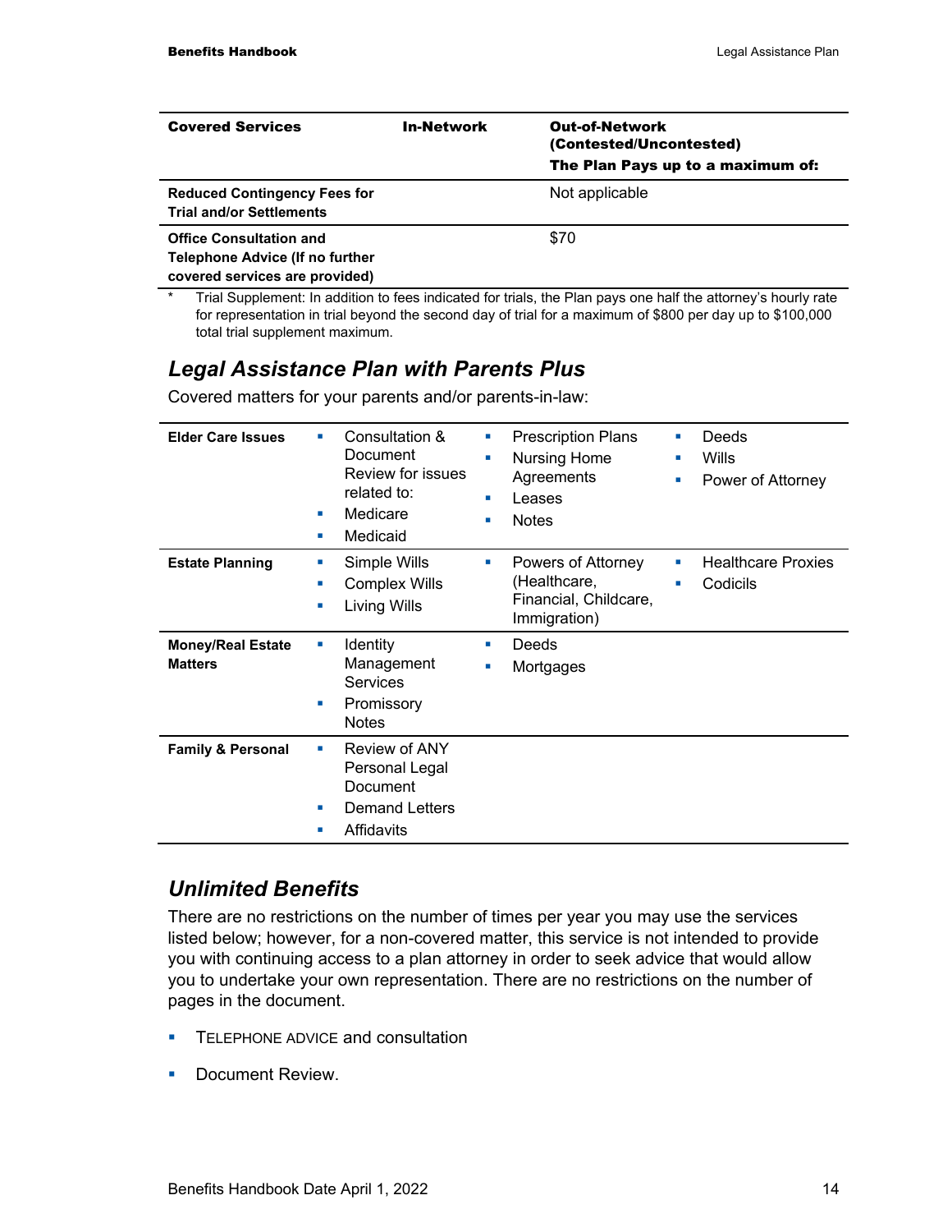| Covered Services | In-Network | Out-of-Network (Contested/Uncontested) The Plan Pays up to a maximum of: |
|---|---|---|
| **Reduced Contingency Fees for Trial and/or Settlements** | | Not applicable |
| **Office Consultation and Telephone Advice (If no further covered services are provided)** | | $70 |

\* Trial Supplement: In addition to fees indicated for trials, the Plan pays one half the attorney's hourly rate for representation in trial beyond the second day of trial for a maximum of $800 per day up to $100,000 total trial supplement maximum.

## *Legal Assistance Plan with Parents Plus*

Covered matters for your parents and/or parents-in-law:

| | | | |
|---|---|---|---|
| **Elder Care Issues** | ▪ Consultation & Document Review for issues related to:<br>▪ Medicare<br>▪ Medicaid | ▪ Prescription Plans<br>▪ Nursing Home Agreements<br>▪ Leases<br>▪ Notes | ▪ Deeds<br>▪ Wills<br>▪ Power of Attorney |
| **Estate Planning** | ▪ Simple Wills<br>▪ Complex Wills<br>▪ Living Wills | ▪ Powers of Attorney (Healthcare, Financial, Childcare, Immigration) | ▪ Healthcare Proxies<br>▪ Codicils |
| **Money/Real Estate Matters** | ▪ Identity Management Services<br>▪ Promissory Notes | ▪ Deeds<br>▪ Mortgages | |
| **Family & Personal** | ▪ Review of ANY Personal Legal Document<br>▪ Demand Letters<br>▪ Affidavits | | |

## *Unlimited Benefits*

There are no restrictions on the number of times per year you may use the services listed below; however, for a non-covered matter, this service is not intended to provide you with continuing access to a plan attorney in order to seek advice that would allow you to undertake your own representation. There are no restrictions on the number of pages in the document.

- TELEPHONE ADVICE and consultation
- Document Review.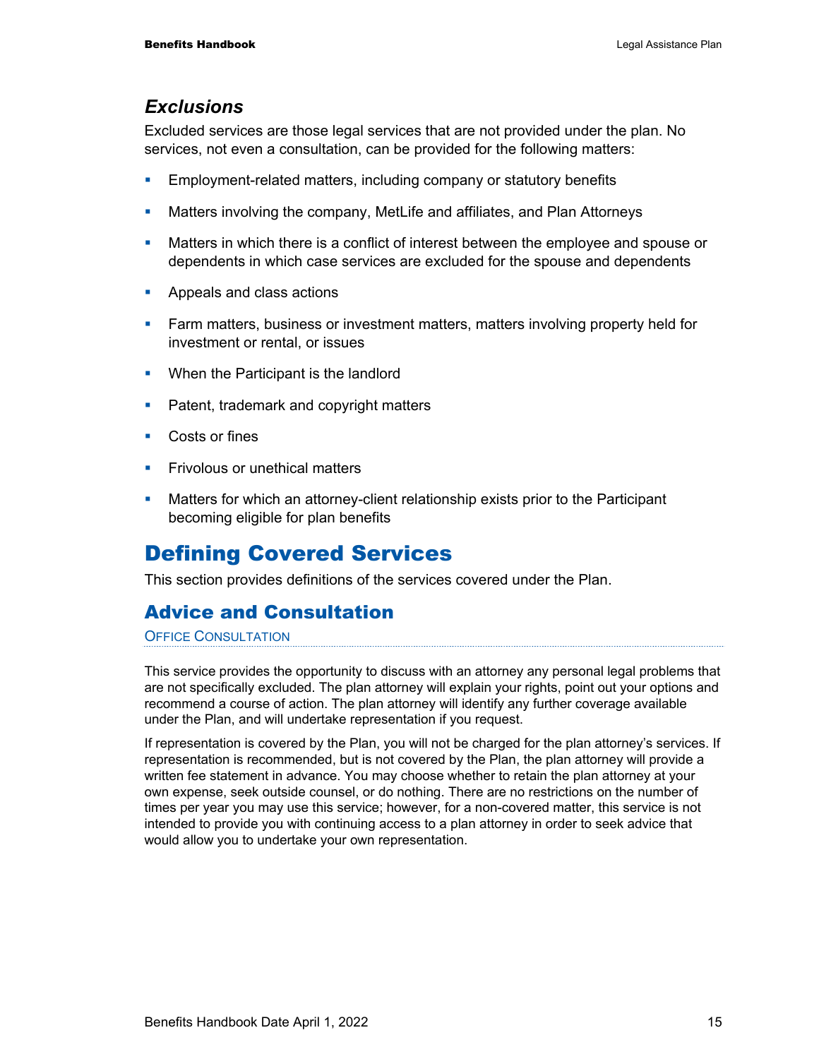### *Exclusions*

Excluded services are those legal services that are not provided under the plan. No services, not even a consultation, can be provided for the following matters:

- Employment-related matters, including company or statutory benefits
- Matters involving the company, MetLife and affiliates, and Plan Attorneys
- Matters in which there is a conflict of interest between the employee and spouse or dependents in which case services are excluded for the spouse and dependents
- Appeals and class actions
- Farm matters, business or investment matters, matters involving property held for investment or rental, or issues
- When the Participant is the landlord
- Patent, trademark and copyright matters
- Costs or fines
- Frivolous or unethical matters
- Matters for which an attorney-client relationship exists prior to the Participant becoming eligible for plan benefits

# Defining Covered Services

This section provides definitions of the services covered under the Plan.

## Advice and Consultation

#### Office Consultation

This service provides the opportunity to discuss with an attorney any personal legal problems that are not specifically excluded. The plan attorney will explain your rights, point out your options and recommend a course of action. The plan attorney will identify any further coverage available under the Plan, and will undertake representation if you request.

If representation is covered by the Plan, you will not be charged for the plan attorney's services. If representation is recommended, but is not covered by the Plan, the plan attorney will provide a written fee statement in advance. You may choose whether to retain the plan attorney at your own expense, seek outside counsel, or do nothing. There are no restrictions on the number of times per year you may use this service; however, for a non-covered matter, this service is not intended to provide you with continuing access to a plan attorney in order to seek advice that would allow you to undertake your own representation.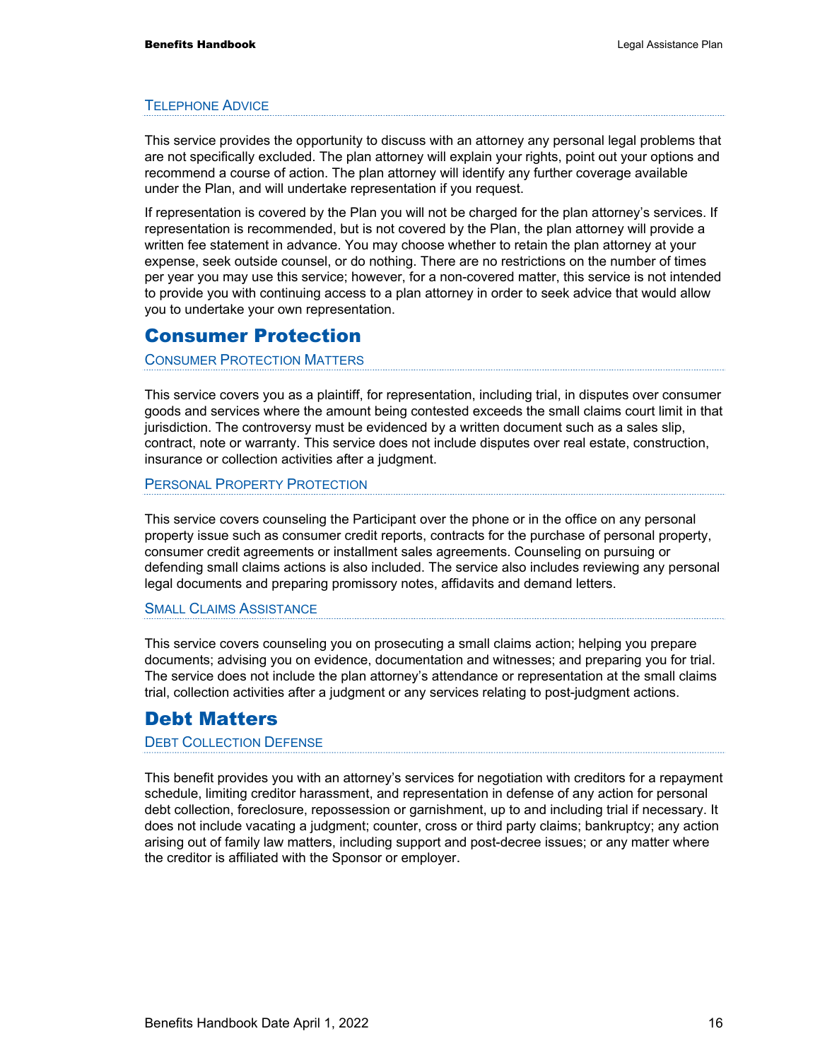### Telephone Advice

This service provides the opportunity to discuss with an attorney any personal legal problems that are not specifically excluded. The plan attorney will explain your rights, point out your options and recommend a course of action. The plan attorney will identify any further coverage available under the Plan, and will undertake representation if you request.

If representation is covered by the Plan you will not be charged for the plan attorney's services. If representation is recommended, but is not covered by the Plan, the plan attorney will provide a written fee statement in advance. You may choose whether to retain the plan attorney at your expense, seek outside counsel, or do nothing. There are no restrictions on the number of times per year you may use this service; however, for a non-covered matter, this service is not intended to provide you with continuing access to a plan attorney in order to seek advice that would allow you to undertake your own representation.

## Consumer Protection

### Consumer Protection Matters

This service covers you as a plaintiff, for representation, including trial, in disputes over consumer goods and services where the amount being contested exceeds the small claims court limit in that jurisdiction. The controversy must be evidenced by a written document such as a sales slip, contract, note or warranty. This service does not include disputes over real estate, construction, insurance or collection activities after a judgment.

### Personal Property Protection

This service covers counseling the Participant over the phone or in the office on any personal property issue such as consumer credit reports, contracts for the purchase of personal property, consumer credit agreements or installment sales agreements. Counseling on pursuing or defending small claims actions is also included. The service also includes reviewing any personal legal documents and preparing promissory notes, affidavits and demand letters.

### Small Claims Assistance

This service covers counseling you on prosecuting a small claims action; helping you prepare documents; advising you on evidence, documentation and witnesses; and preparing you for trial. The service does not include the plan attorney's attendance or representation at the small claims trial, collection activities after a judgment or any services relating to post-judgment actions.

## Debt Matters

### Debt Collection Defense

This benefit provides you with an attorney's services for negotiation with creditors for a repayment schedule, limiting creditor harassment, and representation in defense of any action for personal debt collection, foreclosure, repossession or garnishment, up to and including trial if necessary. It does not include vacating a judgment; counter, cross or third party claims; bankruptcy; any action arising out of family law matters, including support and post-decree issues; or any matter where the creditor is affiliated with the Sponsor or employer.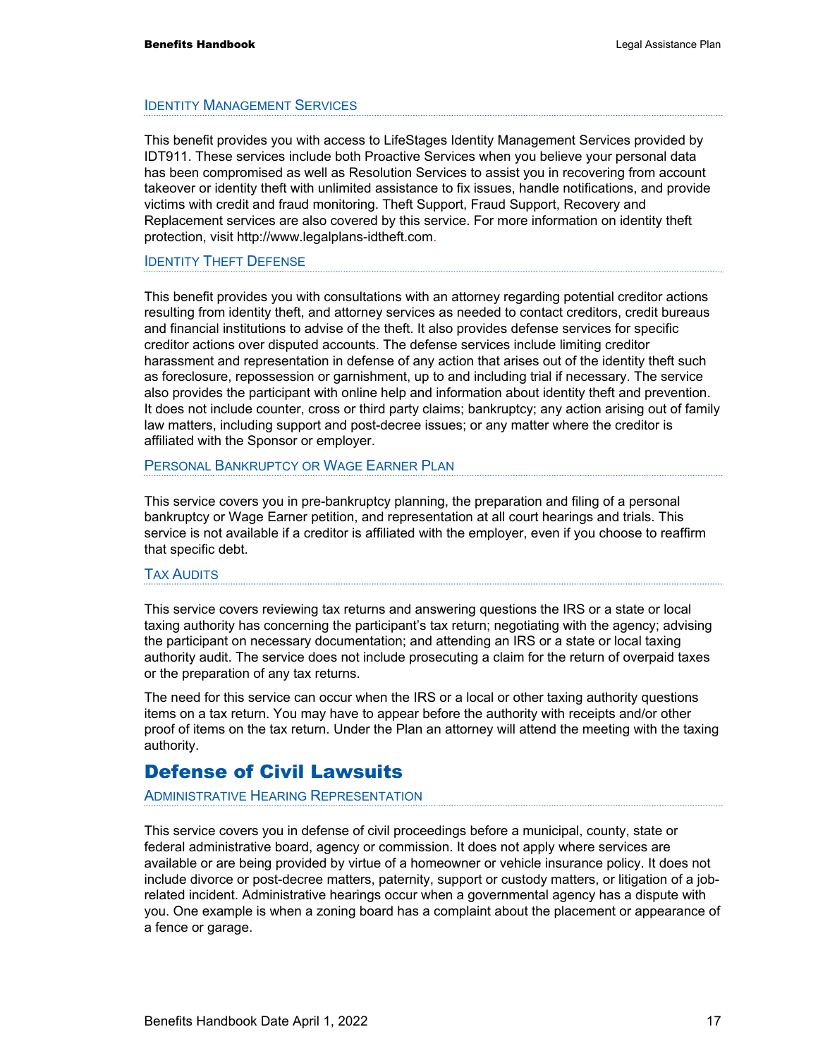### Identity Management Services

This benefit provides you with access to LifeStages Identity Management Services provided by IDT911. These services include both Proactive Services when you believe your personal data has been compromised as well as Resolution Services to assist you in recovering from account takeover or identity theft with unlimited assistance to fix issues, handle notifications, and provide victims with credit and fraud monitoring. Theft Support, Fraud Support, Recovery and Replacement services are also covered by this service. For more information on identity theft protection, visit http://www.legalplans-idtheft.com.

### Identity Theft Defense

This benefit provides you with consultations with an attorney regarding potential creditor actions resulting from identity theft, and attorney services as needed to contact creditors, credit bureaus and financial institutions to advise of the theft. It also provides defense services for specific creditor actions over disputed accounts. The defense services include limiting creditor harassment and representation in defense of any action that arises out of the identity theft such as foreclosure, repossession or garnishment, up to and including trial if necessary. The service also provides the participant with online help and information about identity theft and prevention. It does not include counter, cross or third party claims; bankruptcy; any action arising out of family law matters, including support and post-decree issues; or any matter where the creditor is affiliated with the Sponsor or employer.

### Personal Bankruptcy or Wage Earner Plan

This service covers you in pre-bankruptcy planning, the preparation and filing of a personal bankruptcy or Wage Earner petition, and representation at all court hearings and trials. This service is not available if a creditor is affiliated with the employer, even if you choose to reaffirm that specific debt.

### Tax Audits

This service covers reviewing tax returns and answering questions the IRS or a state or local taxing authority has concerning the participant's tax return; negotiating with the agency; advising the participant on necessary documentation; and attending an IRS or a state or local taxing authority audit. The service does not include prosecuting a claim for the return of overpaid taxes or the preparation of any tax returns.

The need for this service can occur when the IRS or a local or other taxing authority questions items on a tax return. You may have to appear before the authority with receipts and/or other proof of items on the tax return. Under the Plan an attorney will attend the meeting with the taxing authority.

## Defense of Civil Lawsuits

### Administrative Hearing Representation

This service covers you in defense of civil proceedings before a municipal, county, state or federal administrative board, agency or commission. It does not apply where services are available or are being provided by virtue of a homeowner or vehicle insurance policy. It does not include divorce or post-decree matters, paternity, support or custody matters, or litigation of a job-related incident. Administrative hearings occur when a governmental agency has a dispute with you. One example is when a zoning board has a complaint about the placement or appearance of a fence or garage.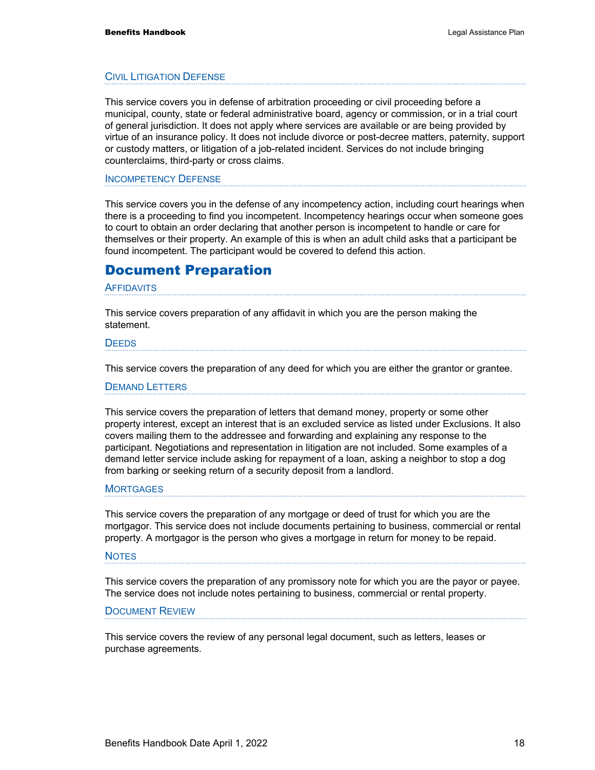### Civil Litigation Defense

This service covers you in defense of arbitration proceeding or civil proceeding before a municipal, county, state or federal administrative board, agency or commission, or in a trial court of general jurisdiction. It does not apply where services are available or are being provided by virtue of an insurance policy. It does not include divorce or post-decree matters, paternity, support or custody matters, or litigation of a job-related incident. Services do not include bringing counterclaims, third-party or cross claims.

### Incompetency Defense

This service covers you in the defense of any incompetency action, including court hearings when there is a proceeding to find you incompetent. Incompetency hearings occur when someone goes to court to obtain an order declaring that another person is incompetent to handle or care for themselves or their property. An example of this is when an adult child asks that a participant be found incompetent. The participant would be covered to defend this action.

## Document Preparation

### Affidavits

This service covers preparation of any affidavit in which you are the person making the statement.

### Deeds

This service covers the preparation of any deed for which you are either the grantor or grantee.

### Demand Letters

This service covers the preparation of letters that demand money, property or some other property interest, except an interest that is an excluded service as listed under Exclusions. It also covers mailing them to the addressee and forwarding and explaining any response to the participant. Negotiations and representation in litigation are not included. Some examples of a demand letter service include asking for repayment of a loan, asking a neighbor to stop a dog from barking or seeking return of a security deposit from a landlord.

### Mortgages

This service covers the preparation of any mortgage or deed of trust for which you are the mortgagor. This service does not include documents pertaining to business, commercial or rental property. A mortgagor is the person who gives a mortgage in return for money to be repaid.

### Notes

This service covers the preparation of any promissory note for which you are the payor or payee. The service does not include notes pertaining to business, commercial or rental property.

### Document Review

This service covers the review of any personal legal document, such as letters, leases or purchase agreements.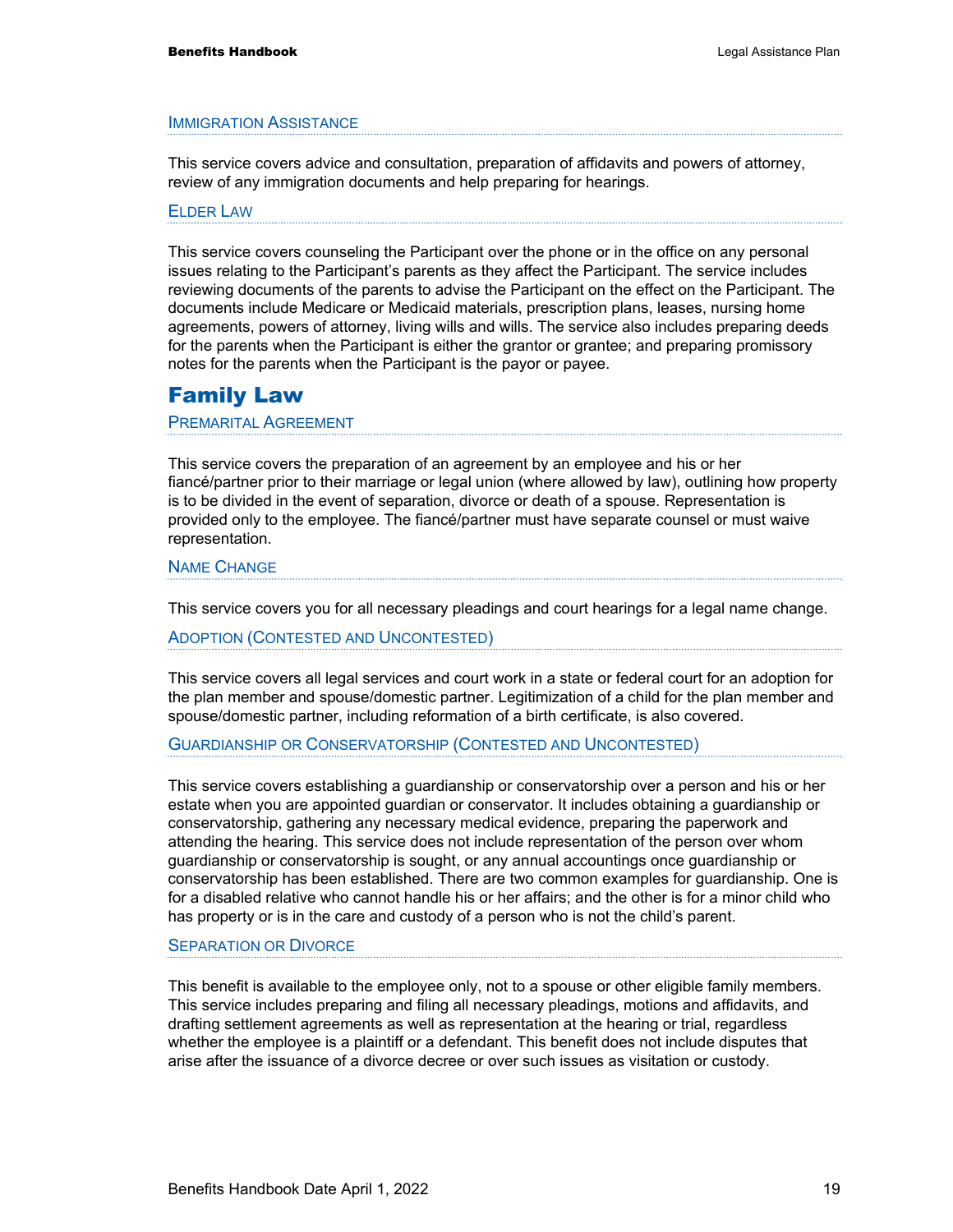### Immigration Assistance

This service covers advice and consultation, preparation of affidavits and powers of attorney, review of any immigration documents and help preparing for hearings.

### Elder Law

This service covers counseling the Participant over the phone or in the office on any personal issues relating to the Participant's parents as they affect the Participant. The service includes reviewing documents of the parents to advise the Participant on the effect on the Participant. The documents include Medicare or Medicaid materials, prescription plans, leases, nursing home agreements, powers of attorney, living wills and wills. The service also includes preparing deeds for the parents when the Participant is either the grantor or grantee; and preparing promissory notes for the parents when the Participant is the payor or payee.

## Family Law

### Premarital Agreement

This service covers the preparation of an agreement by an employee and his or her fiancé/partner prior to their marriage or legal union (where allowed by law), outlining how property is to be divided in the event of separation, divorce or death of a spouse. Representation is provided only to the employee. The fiancé/partner must have separate counsel or must waive representation.

### Name Change

This service covers you for all necessary pleadings and court hearings for a legal name change.

### Adoption (Contested and Uncontested)

This service covers all legal services and court work in a state or federal court for an adoption for the plan member and spouse/domestic partner. Legitimization of a child for the plan member and spouse/domestic partner, including reformation of a birth certificate, is also covered.

### Guardianship or Conservatorship (Contested and Uncontested)

This service covers establishing a guardianship or conservatorship over a person and his or her estate when you are appointed guardian or conservator. It includes obtaining a guardianship or conservatorship, gathering any necessary medical evidence, preparing the paperwork and attending the hearing. This service does not include representation of the person over whom guardianship or conservatorship is sought, or any annual accountings once guardianship or conservatorship has been established. There are two common examples for guardianship. One is for a disabled relative who cannot handle his or her affairs; and the other is for a minor child who has property or is in the care and custody of a person who is not the child's parent.

### Separation or Divorce

This benefit is available to the employee only, not to a spouse or other eligible family members. This service includes preparing and filing all necessary pleadings, motions and affidavits, and drafting settlement agreements as well as representation at the hearing or trial, regardless whether the employee is a plaintiff or a defendant. This benefit does not include disputes that arise after the issuance of a divorce decree or over such issues as visitation or custody.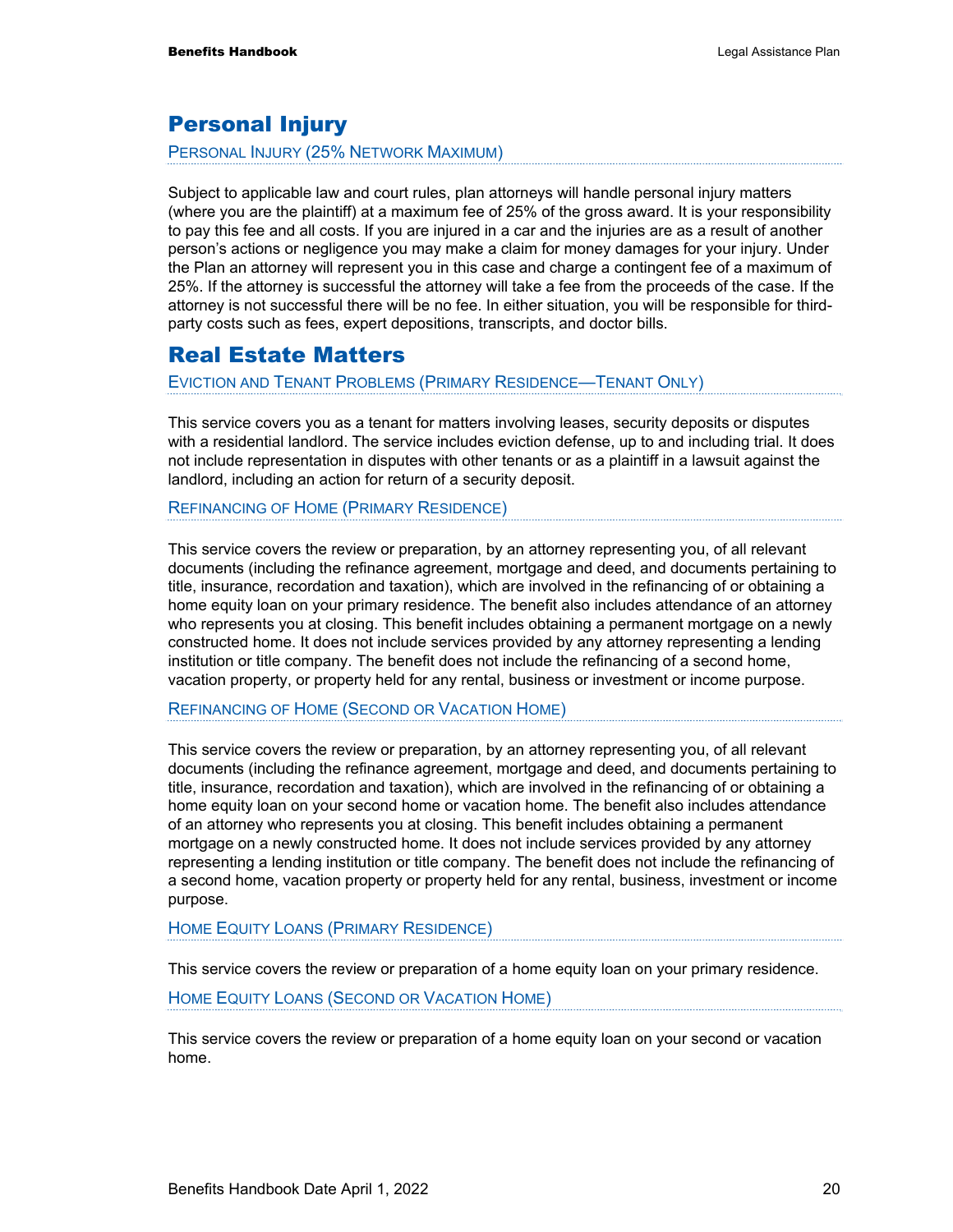## Personal Injury

### Personal Injury (25% Network Maximum)

Subject to applicable law and court rules, plan attorneys will handle personal injury matters (where you are the plaintiff) at a maximum fee of 25% of the gross award. It is your responsibility to pay this fee and all costs. If you are injured in a car and the injuries are as a result of another person's actions or negligence you may make a claim for money damages for your injury. Under the Plan an attorney will represent you in this case and charge a contingent fee of a maximum of 25%. If the attorney is successful the attorney will take a fee from the proceeds of the case. If the attorney is not successful there will be no fee. In either situation, you will be responsible for third-party costs such as fees, expert depositions, transcripts, and doctor bills.

## Real Estate Matters

### Eviction and Tenant Problems (Primary Residence—Tenant Only)

This service covers you as a tenant for matters involving leases, security deposits or disputes with a residential landlord. The service includes eviction defense, up to and including trial. It does not include representation in disputes with other tenants or as a plaintiff in a lawsuit against the landlord, including an action for return of a security deposit.

### Refinancing of Home (Primary Residence)

This service covers the review or preparation, by an attorney representing you, of all relevant documents (including the refinance agreement, mortgage and deed, and documents pertaining to title, insurance, recordation and taxation), which are involved in the refinancing of or obtaining a home equity loan on your primary residence. The benefit also includes attendance of an attorney who represents you at closing. This benefit includes obtaining a permanent mortgage on a newly constructed home. It does not include services provided by any attorney representing a lending institution or title company. The benefit does not include the refinancing of a second home, vacation property, or property held for any rental, business or investment or income purpose.

### Refinancing of Home (Second or Vacation Home)

This service covers the review or preparation, by an attorney representing you, of all relevant documents (including the refinance agreement, mortgage and deed, and documents pertaining to title, insurance, recordation and taxation), which are involved in the refinancing of or obtaining a home equity loan on your second home or vacation home. The benefit also includes attendance of an attorney who represents you at closing. This benefit includes obtaining a permanent mortgage on a newly constructed home. It does not include services provided by any attorney representing a lending institution or title company. The benefit does not include the refinancing of a second home, vacation property or property held for any rental, business, investment or income purpose.

### Home Equity Loans (Primary Residence)

This service covers the review or preparation of a home equity loan on your primary residence.

### Home Equity Loans (Second or Vacation Home)

This service covers the review or preparation of a home equity loan on your second or vacation home.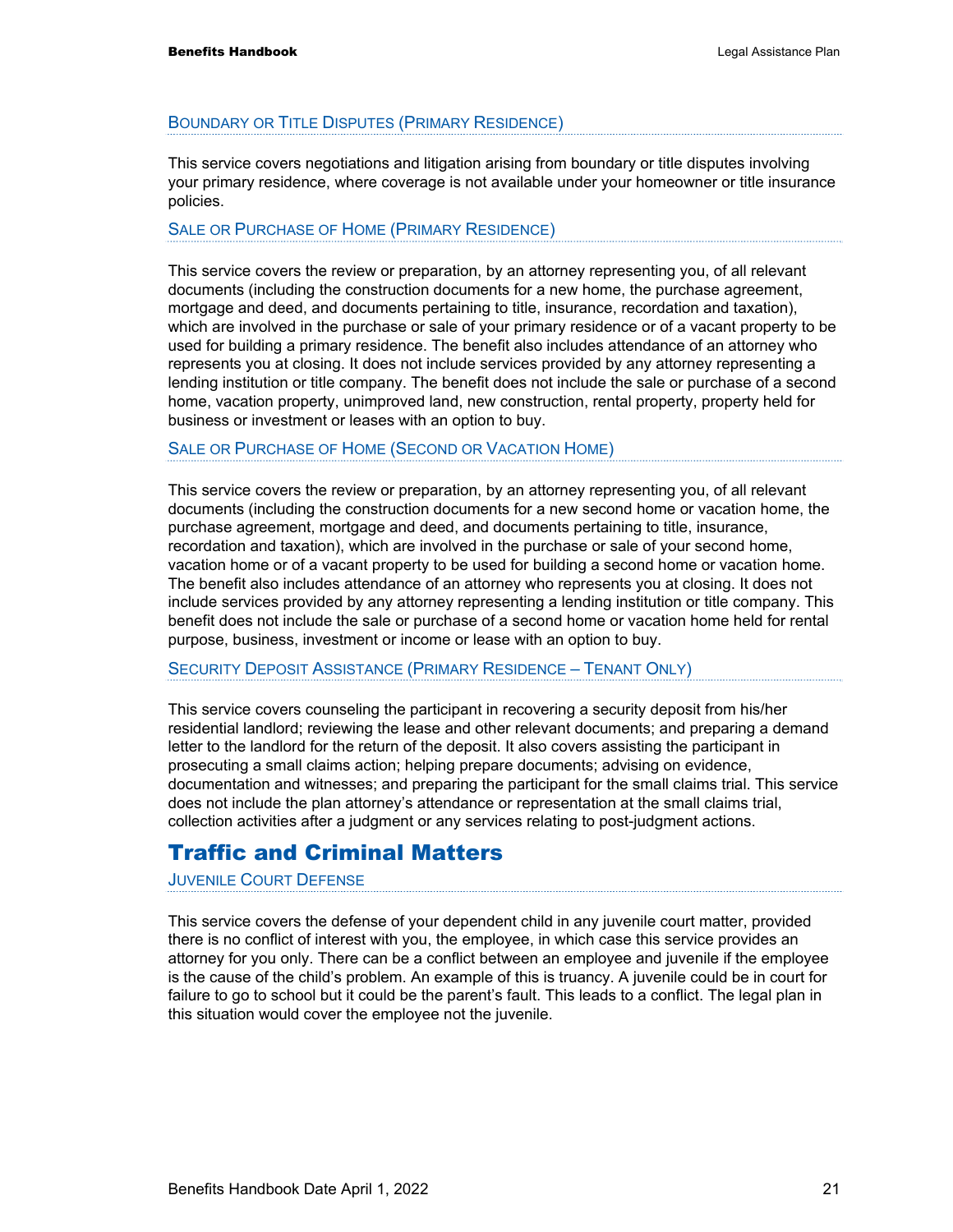### Boundary or Title Disputes (Primary Residence)

This service covers negotiations and litigation arising from boundary or title disputes involving your primary residence, where coverage is not available under your homeowner or title insurance policies.

### Sale or Purchase of Home (Primary Residence)

This service covers the review or preparation, by an attorney representing you, of all relevant documents (including the construction documents for a new home, the purchase agreement, mortgage and deed, and documents pertaining to title, insurance, recordation and taxation), which are involved in the purchase or sale of your primary residence or of a vacant property to be used for building a primary residence. The benefit also includes attendance of an attorney who represents you at closing. It does not include services provided by any attorney representing a lending institution or title company. The benefit does not include the sale or purchase of a second home, vacation property, unimproved land, new construction, rental property, property held for business or investment or leases with an option to buy.

### Sale or Purchase of Home (Second or Vacation Home)

This service covers the review or preparation, by an attorney representing you, of all relevant documents (including the construction documents for a new second home or vacation home, the purchase agreement, mortgage and deed, and documents pertaining to title, insurance, recordation and taxation), which are involved in the purchase or sale of your second home, vacation home or of a vacant property to be used for building a second home or vacation home. The benefit also includes attendance of an attorney who represents you at closing. It does not include services provided by any attorney representing a lending institution or title company. This benefit does not include the sale or purchase of a second home or vacation home held for rental purpose, business, investment or income or lease with an option to buy.

### Security Deposit Assistance (Primary Residence – Tenant Only)

This service covers counseling the participant in recovering a security deposit from his/her residential landlord; reviewing the lease and other relevant documents; and preparing a demand letter to the landlord for the return of the deposit. It also covers assisting the participant in prosecuting a small claims action; helping prepare documents; advising on evidence, documentation and witnesses; and preparing the participant for the small claims trial. This service does not include the plan attorney's attendance or representation at the small claims trial, collection activities after a judgment or any services relating to post-judgment actions.

## Traffic and Criminal Matters

### Juvenile Court Defense

This service covers the defense of your dependent child in any juvenile court matter, provided there is no conflict of interest with you, the employee, in which case this service provides an attorney for you only. There can be a conflict between an employee and juvenile if the employee is the cause of the child's problem. An example of this is truancy. A juvenile could be in court for failure to go to school but it could be the parent's fault. This leads to a conflict. The legal plan in this situation would cover the employee not the juvenile.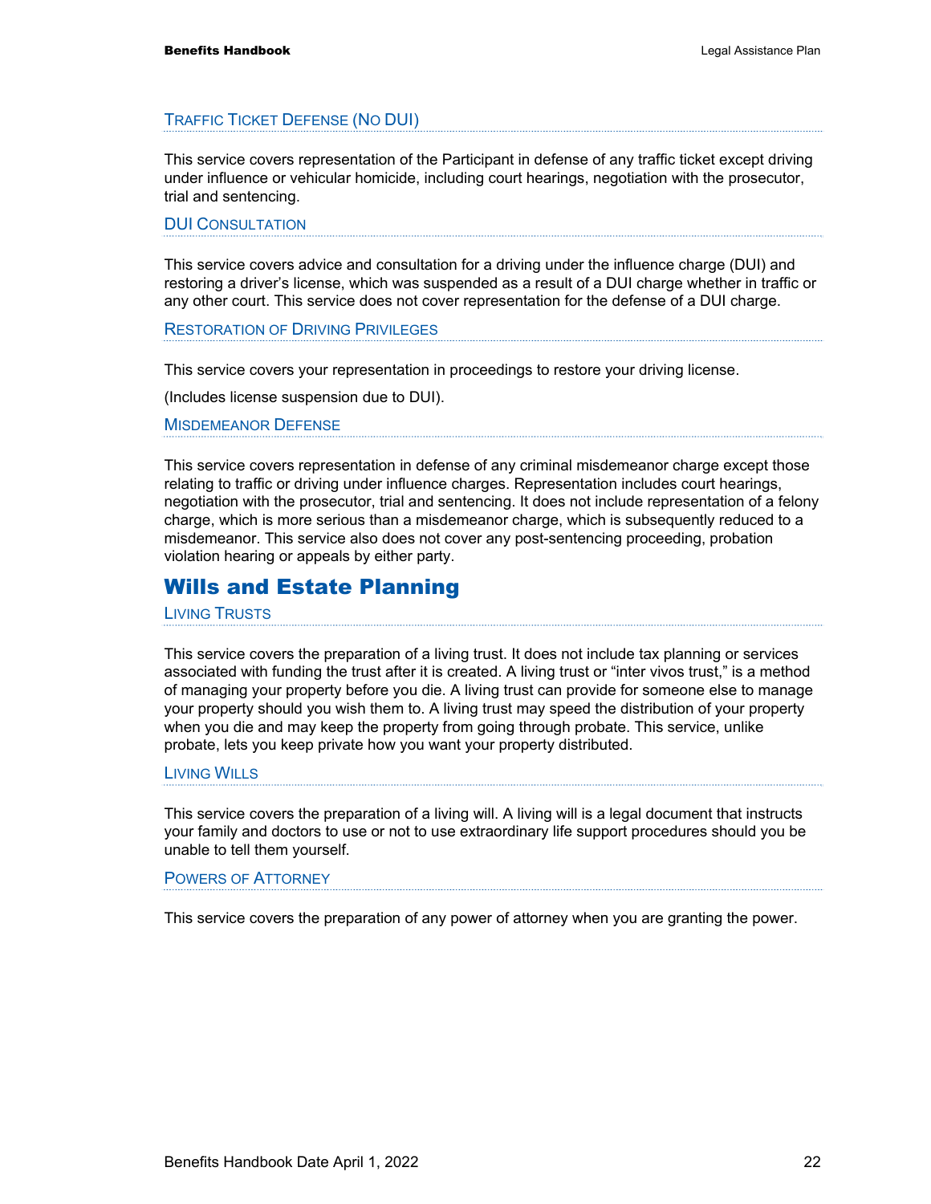### Traffic Ticket Defense (No DUI)

This service covers representation of the Participant in defense of any traffic ticket except driving under influence or vehicular homicide, including court hearings, negotiation with the prosecutor, trial and sentencing.

### DUI Consultation

This service covers advice and consultation for a driving under the influence charge (DUI) and restoring a driver's license, which was suspended as a result of a DUI charge whether in traffic or any other court. This service does not cover representation for the defense of a DUI charge.

### Restoration of Driving Privileges

This service covers your representation in proceedings to restore your driving license.

(Includes license suspension due to DUI).

### Misdemeanor Defense

This service covers representation in defense of any criminal misdemeanor charge except those relating to traffic or driving under influence charges. Representation includes court hearings, negotiation with the prosecutor, trial and sentencing. It does not include representation of a felony charge, which is more serious than a misdemeanor charge, which is subsequently reduced to a misdemeanor. This service also does not cover any post-sentencing proceeding, probation violation hearing or appeals by either party.

## Wills and Estate Planning

### Living Trusts

This service covers the preparation of a living trust. It does not include tax planning or services associated with funding the trust after it is created. A living trust or "inter vivos trust," is a method of managing your property before you die. A living trust can provide for someone else to manage your property should you wish them to. A living trust may speed the distribution of your property when you die and may keep the property from going through probate. This service, unlike probate, lets you keep private how you want your property distributed.

### Living Wills

This service covers the preparation of a living will. A living will is a legal document that instructs your family and doctors to use or not to use extraordinary life support procedures should you be unable to tell them yourself.

### Powers of Attorney

This service covers the preparation of any power of attorney when you are granting the power.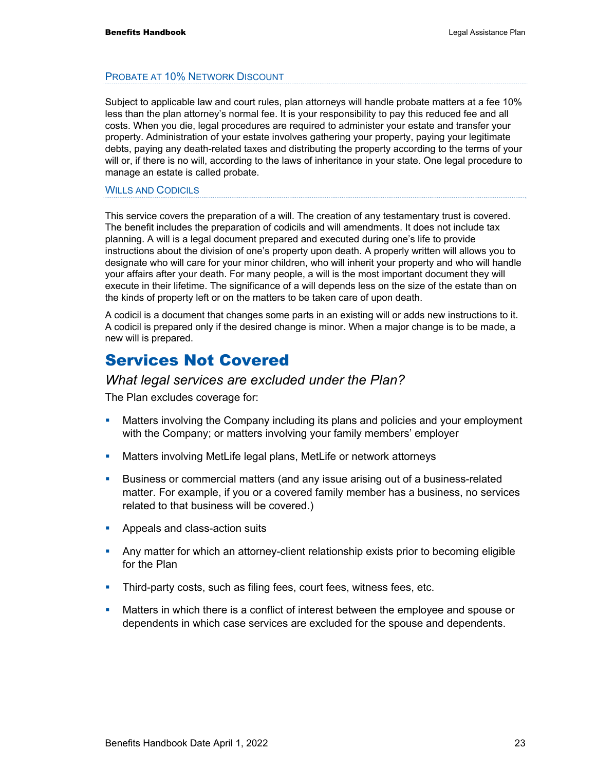### Probate at 10% Network Discount

Subject to applicable law and court rules, plan attorneys will handle probate matters at a fee 10% less than the plan attorney's normal fee. It is your responsibility to pay this reduced fee and all costs. When you die, legal procedures are required to administer your estate and transfer your property. Administration of your estate involves gathering your property, paying your legitimate debts, paying any death-related taxes and distributing the property according to the terms of your will or, if there is no will, according to the laws of inheritance in your state. One legal procedure to manage an estate is called probate.

### Wills and Codicils

This service covers the preparation of a will. The creation of any testamentary trust is covered. The benefit includes the preparation of codicils and will amendments. It does not include tax planning. A will is a legal document prepared and executed during one's life to provide instructions about the division of one's property upon death. A properly written will allows you to designate who will care for your minor children, who will inherit your property and who will handle your affairs after your death. For many people, a will is the most important document they will execute in their lifetime. The significance of a will depends less on the size of the estate than on the kinds of property left or on the matters to be taken care of upon death.

A codicil is a document that changes some parts in an existing will or adds new instructions to it. A codicil is prepared only if the desired change is minor. When a major change is to be made, a new will is prepared.

## Services Not Covered

*What legal services are excluded under the Plan?*

The Plan excludes coverage for:

- Matters involving the Company including its plans and policies and your employment with the Company; or matters involving your family members' employer
- Matters involving MetLife legal plans, MetLife or network attorneys
- Business or commercial matters (and any issue arising out of a business-related matter. For example, if you or a covered family member has a business, no services related to that business will be covered.)
- Appeals and class-action suits
- Any matter for which an attorney-client relationship exists prior to becoming eligible for the Plan
- Third-party costs, such as filing fees, court fees, witness fees, etc.
- Matters in which there is a conflict of interest between the employee and spouse or dependents in which case services are excluded for the spouse and dependents.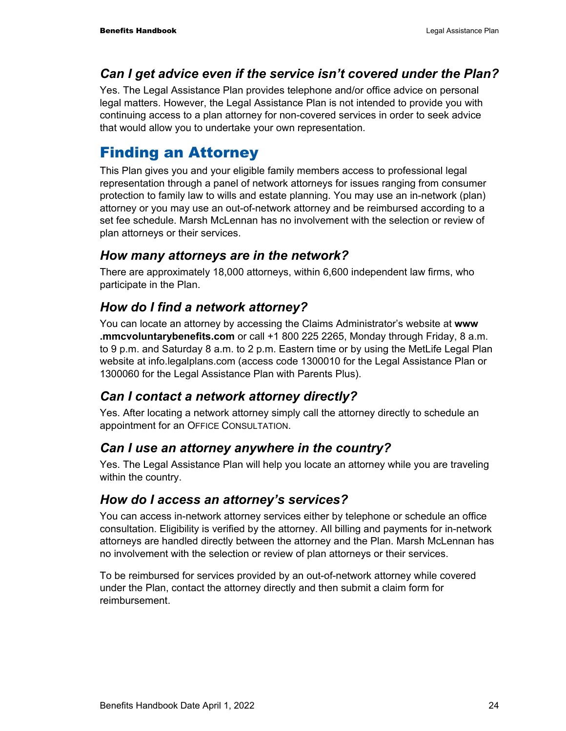### *Can I get advice even if the service isn't covered under the Plan?*

Yes. The Legal Assistance Plan provides telephone and/or office advice on personal legal matters. However, the Legal Assistance Plan is not intended to provide you with continuing access to a plan attorney for non-covered services in order to seek advice that would allow you to undertake your own representation.

## Finding an Attorney

This Plan gives you and your eligible family members access to professional legal representation through a panel of network attorneys for issues ranging from consumer protection to family law to wills and estate planning. You may use an in-network (plan) attorney or you may use an out-of-network attorney and be reimbursed according to a set fee schedule. Marsh McLennan has no involvement with the selection or review of plan attorneys or their services.

### *How many attorneys are in the network?*

There are approximately 18,000 attorneys, within 6,600 independent law firms, who participate in the Plan.

### *How do I find a network attorney?*

You can locate an attorney by accessing the Claims Administrator's website at **www.mmcvoluntarybenefits.com** or call +1 800 225 2265, Monday through Friday, 8 a.m. to 9 p.m. and Saturday 8 a.m. to 2 p.m. Eastern time or by using the MetLife Legal Plan website at info.legalplans.com (access code 1300010 for the Legal Assistance Plan or 1300060 for the Legal Assistance Plan with Parents Plus).

### *Can I contact a network attorney directly?*

Yes. After locating a network attorney simply call the attorney directly to schedule an appointment for an OFFICE CONSULTATION.

### *Can I use an attorney anywhere in the country?*

Yes. The Legal Assistance Plan will help you locate an attorney while you are traveling within the country.

### *How do I access an attorney's services?*

You can access in-network attorney services either by telephone or schedule an office consultation. Eligibility is verified by the attorney. All billing and payments for in-network attorneys are handled directly between the attorney and the Plan. Marsh McLennan has no involvement with the selection or review of plan attorneys or their services.

To be reimbursed for services provided by an out-of-network attorney while covered under the Plan, contact the attorney directly and then submit a claim form for reimbursement.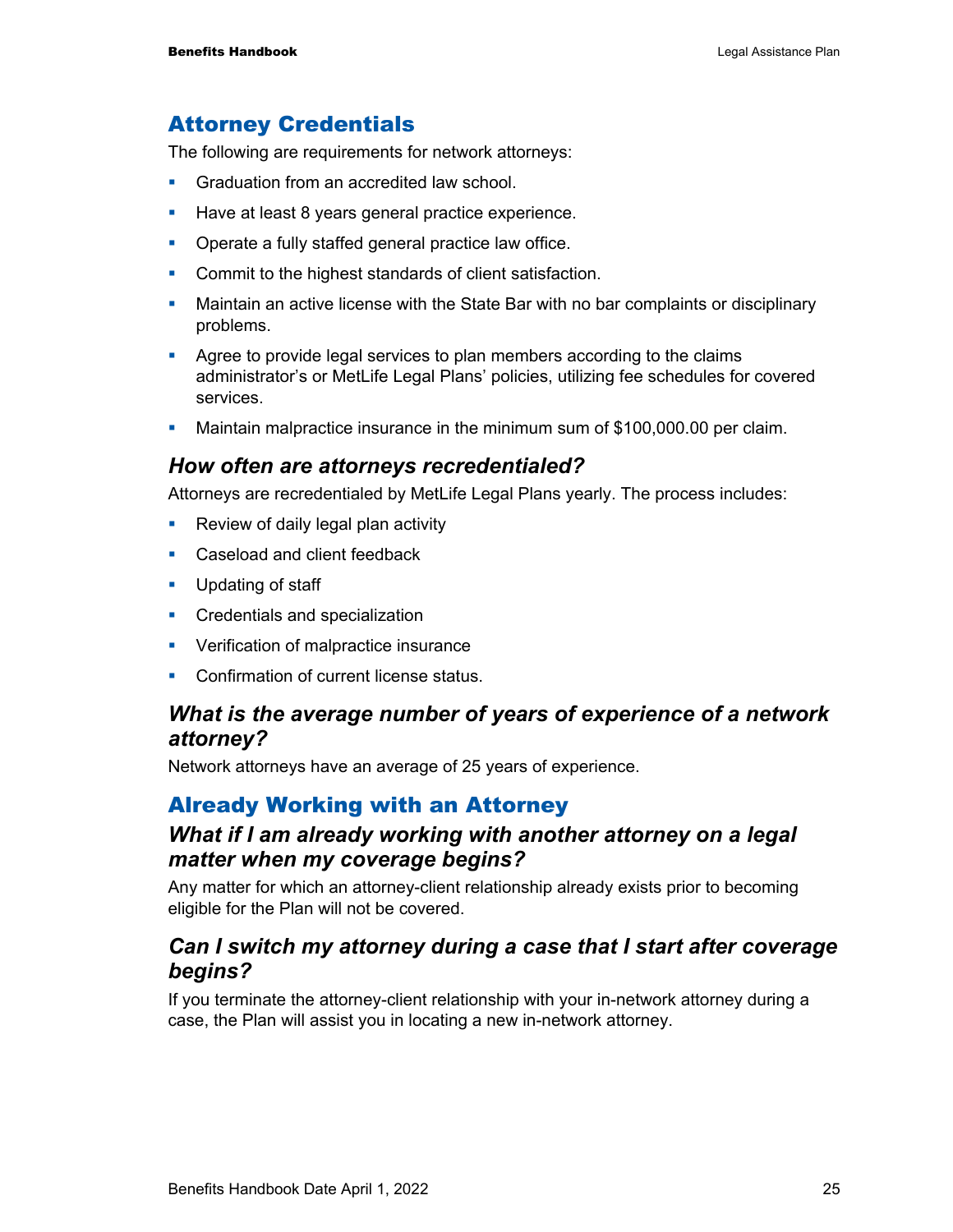## Attorney Credentials

The following are requirements for network attorneys:

- Graduation from an accredited law school.
- Have at least 8 years general practice experience.
- Operate a fully staffed general practice law office.
- Commit to the highest standards of client satisfaction.
- Maintain an active license with the State Bar with no bar complaints or disciplinary problems.
- Agree to provide legal services to plan members according to the claims administrator's or MetLife Legal Plans' policies, utilizing fee schedules for covered services.
- Maintain malpractice insurance in the minimum sum of $100,000.00 per claim.

### *How often are attorneys recredentialed?*

Attorneys are recredentialed by MetLife Legal Plans yearly. The process includes:

- Review of daily legal plan activity
- Caseload and client feedback
- Updating of staff
- Credentials and specialization
- Verification of malpractice insurance
- Confirmation of current license status.

### *What is the average number of years of experience of a network attorney?*

Network attorneys have an average of 25 years of experience.

## Already Working with an Attorney

### *What if I am already working with another attorney on a legal matter when my coverage begins?*

Any matter for which an attorney-client relationship already exists prior to becoming eligible for the Plan will not be covered.

### *Can I switch my attorney during a case that I start after coverage begins?*

If you terminate the attorney-client relationship with your in-network attorney during a case, the Plan will assist you in locating a new in-network attorney.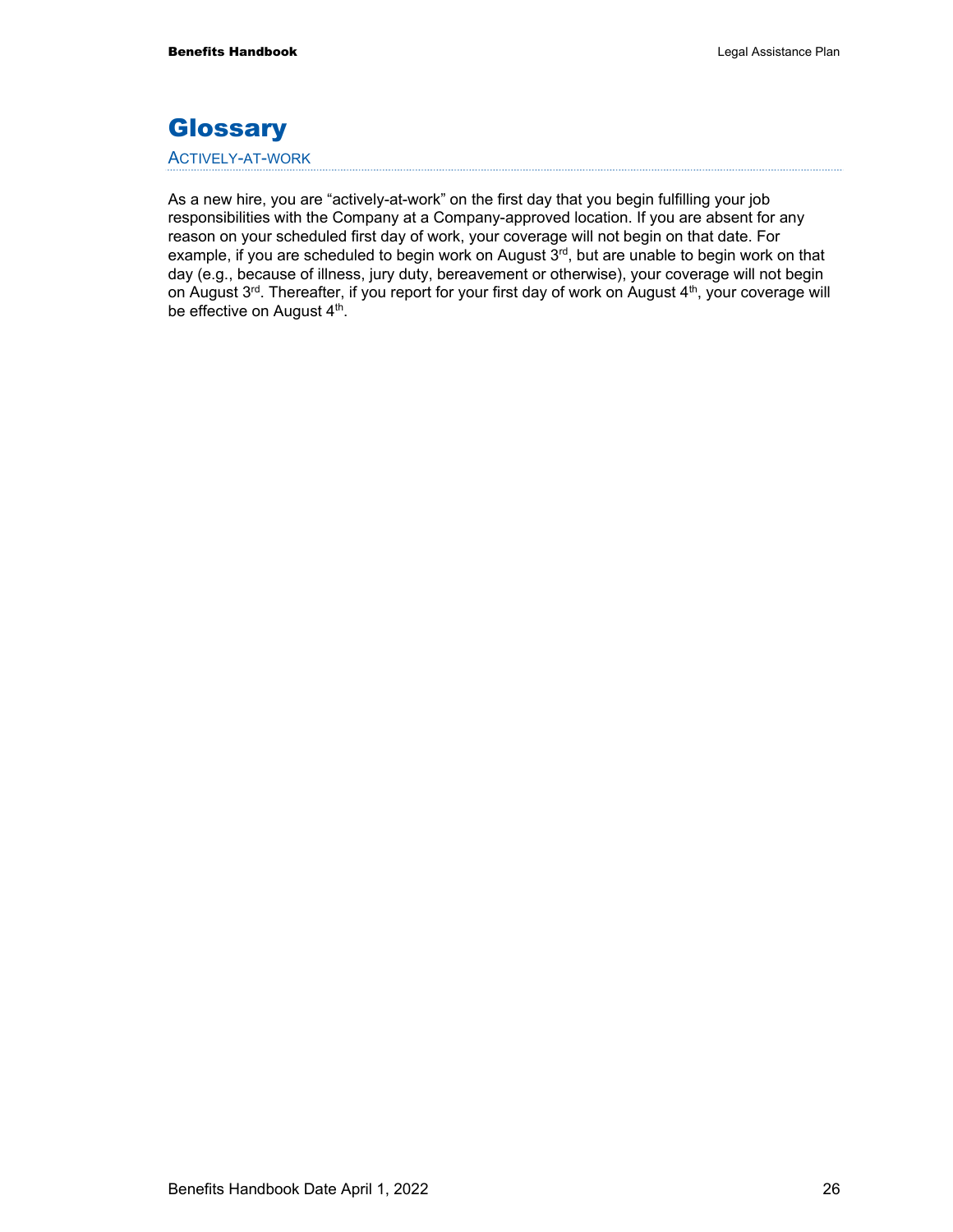# Glossary

## ACTIVELY-AT-WORK

As a new hire, you are "actively-at-work" on the first day that you begin fulfilling your job responsibilities with the Company at a Company-approved location. If you are absent for any reason on your scheduled first day of work, your coverage will not begin on that date. For example, if you are scheduled to begin work on August 3rd, but are unable to begin work on that day (e.g., because of illness, jury duty, bereavement or otherwise), your coverage will not begin on August 3rd. Thereafter, if you report for your first day of work on August 4th, your coverage will be effective on August 4th.